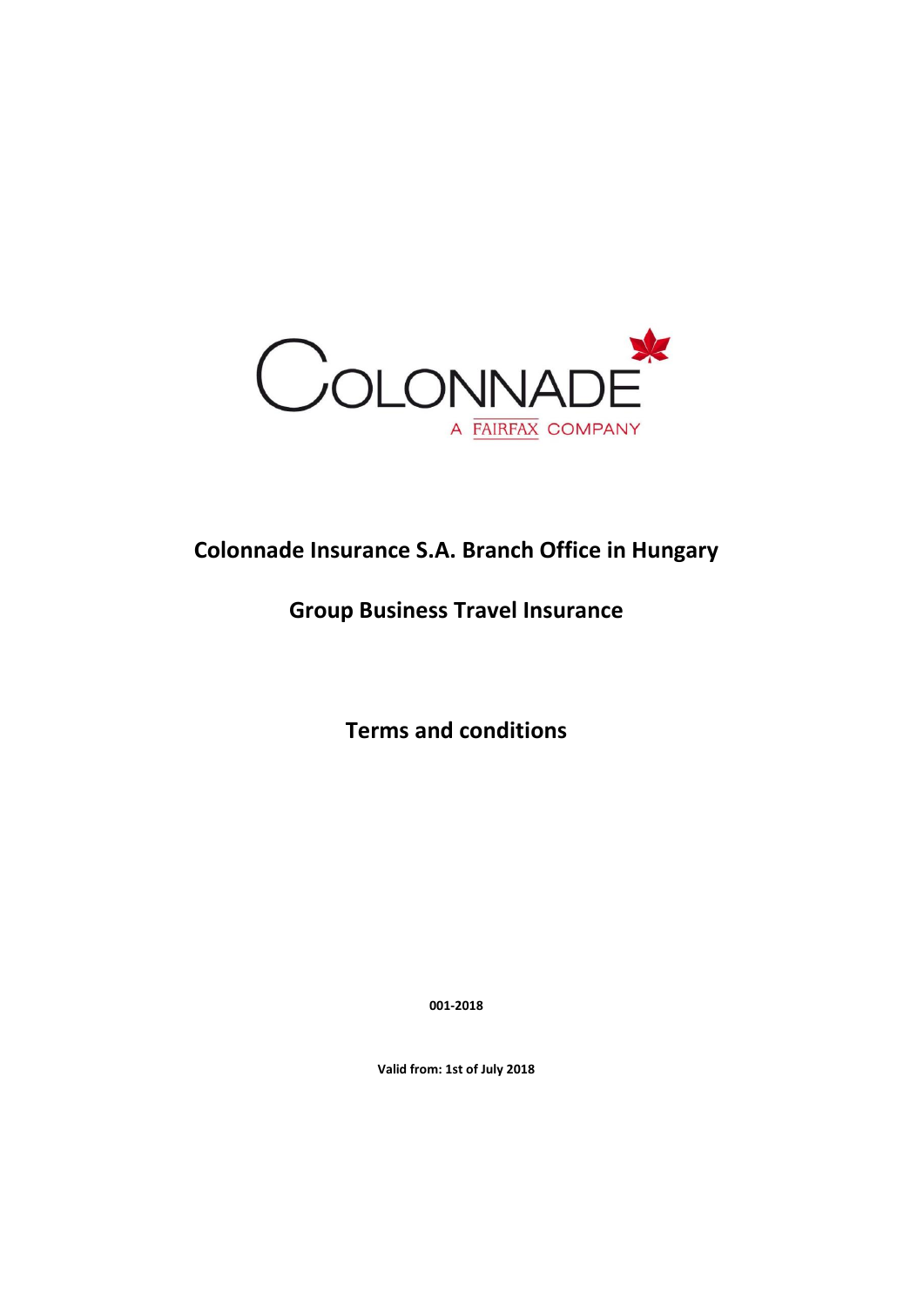COLONNADE

A FAIRFAX COMPANY

# Colonnade Insurance S.A. Branch Office in Hungary

## Group Business Travel Insurance

## Terms and conditions

**001-2018**

**Valid from: 1st of July 2018**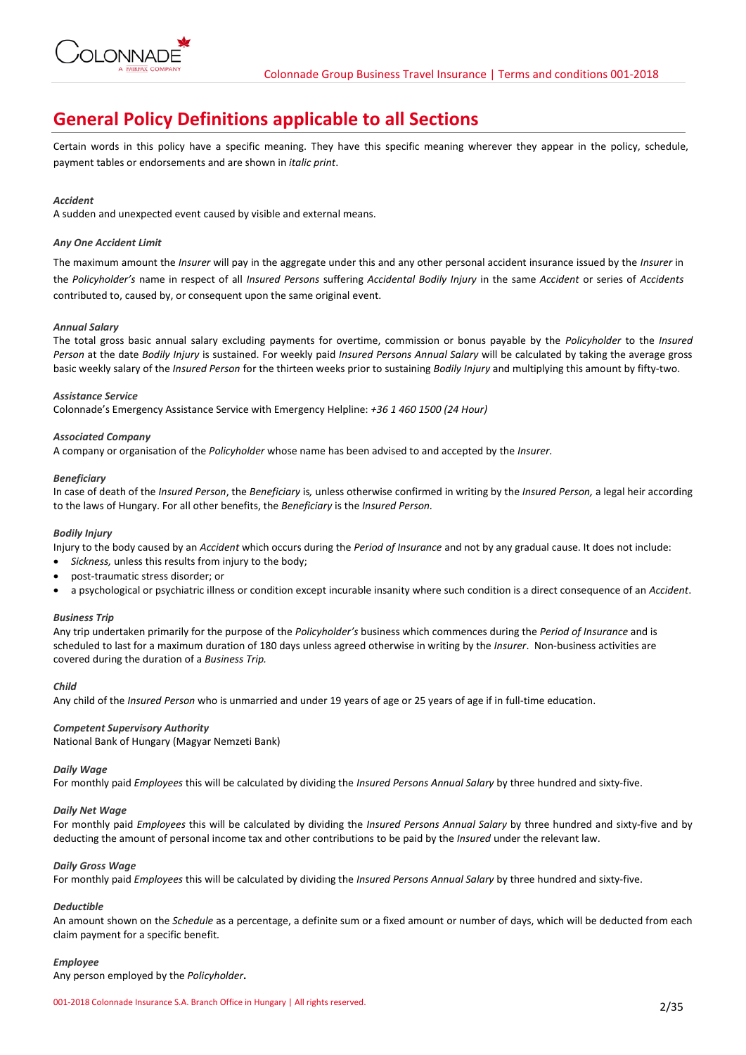# General Policy Definitions applicable to all Sections

Certain words in this policy have a specific meaning. They have this specific meaning wherever they appear in the policy, schedule, payment tables or endorsements and are shown in *italic print*.

***Accident***
A sudden and unexpected event caused by visible and external means.

***Any One Accident Limit***
The maximum amount the *Insurer* will pay in the aggregate under this and any other personal accident insurance issued by the *Insurer* in the *Policyholder's* name in respect of all *Insured Persons* suffering *Accidental Bodily Injury* in the same *Accident* or series of *Accidents* contributed to, caused by, or consequent upon the same original event.

***Annual Salary***
The total gross basic annual salary excluding payments for overtime, commission or bonus payable by the *Policyholder* to the *Insured Person* at the date *Bodily Injury* is sustained. For weekly paid *Insured Persons Annual Salary* will be calculated by taking the average gross basic weekly salary of the *Insured Person* for the thirteen weeks prior to sustaining *Bodily Injury* and multiplying this amount by fifty-two.

***Assistance Service***
Colonnade's Emergency Assistance Service with Emergency Helpline: *+36 1 460 1500 (24 Hour)*

***Associated Company***
A company or organisation of the *Policyholder* whose name has been advised to and accepted by the *Insurer.*

***Beneficiary***
In case of death of the *Insured Person*, the *Beneficiary* is*,* unless otherwise confirmed in writing by the *Insured Person,* a legal heir according to the laws of Hungary. For all other benefits, the *Beneficiary* is the *Insured Person.*

***Bodily Injury***
Injury to the body caused by an *Accident* which occurs during the *Period of Insurance* and not by any gradual cause. It does not include:

- *Sickness,* unless this results from injury to the body;
- post-traumatic stress disorder; or
- a psychological or psychiatric illness or condition except incurable insanity where such condition is a direct consequence of an *Accident*.

***Business Trip***
Any trip undertaken primarily for the purpose of the *Policyholder's* business which commences during the *Period of Insurance* and is scheduled to last for a maximum duration of 180 days unless agreed otherwise in writing by the *Insurer*. Non-business activities are covered during the duration of a *Business Trip.*

***Child***
Any child of the *Insured Person* who is unmarried and under 19 years of age or 25 years of age if in full-time education.

***Competent Supervisory Authority***
National Bank of Hungary (Magyar Nemzeti Bank)

***Daily Wage***
For monthly paid *Employees* this will be calculated by dividing the *Insured Persons Annual Salary* by three hundred and sixty-five.

***Daily Net Wage***
For monthly paid *Employees* this will be calculated by dividing the *Insured Persons Annual Salary* by three hundred and sixty-five and by deducting the amount of personal income tax and other contributions to be paid by the *Insured* under the relevant law.

***Daily Gross Wage***
For monthly paid *Employees* this will be calculated by dividing the *Insured Persons Annual Salary* by three hundred and sixty-five.

***Deductible***
An amount shown on the *Schedule* as a percentage, a definite sum or a fixed amount or number of days, which will be deducted from each claim payment for a specific benefit.

***Employee***
Any person employed by the *Policyholder***.**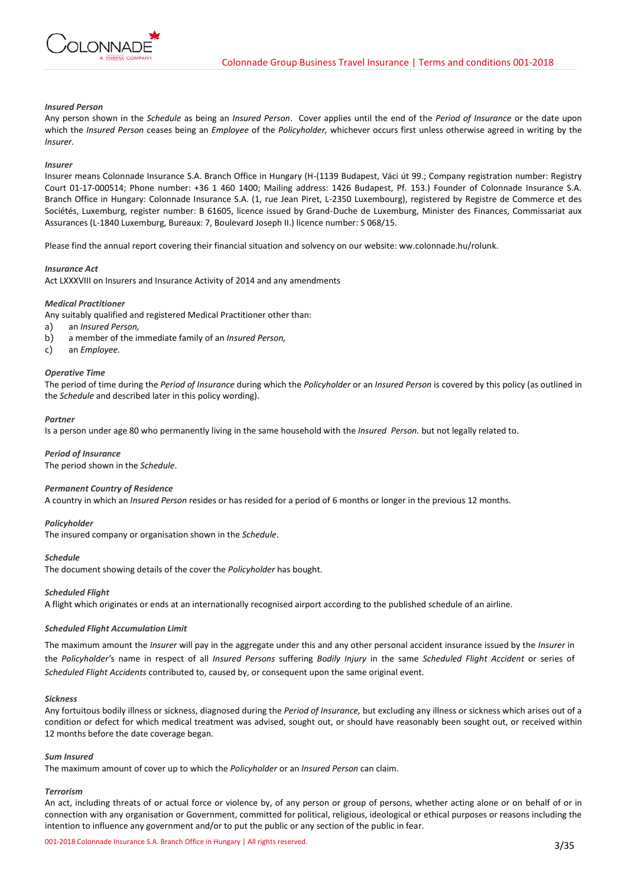***Insured Person***

Any person shown in the *Schedule* as being an *Insured Person*. Cover applies until the end of the *Period of Insurance* or the date upon which the *Insured Person* ceases being an *Employee* of the *Policyholder,* whichever occurs first unless otherwise agreed in writing by the *Insurer.*

***Insurer***

Insurer means Colonnade Insurance S.A. Branch Office in Hungary (H-(1139 Budapest, Váci út 99.; Company registration number: Registry Court 01-17-000514; Phone number: +36 1 460 1400; Mailing address: 1426 Budapest, Pf. 153.) Founder of Colonnade Insurance S.A. Branch Office in Hungary: Colonnade Insurance S.A. (1, rue Jean Piret, L-2350 Luxembourg), registered by Registre de Commerce et des Sociétés, Luxemburg, register number: B 61605, licence issued by Grand-Duche de Luxemburg, Minister des Finances, Commissariat aux Assurances (L-1840 Luxemburg, Bureaux: 7, Boulevard Joseph II.) licence number: S 068/15.

Please find the annual report covering their financial situation and solvency on our website: ww.colonnade.hu/rolunk.

***Insurance Act***

Act LXXXVIII on Insurers and Insurance Activity of 2014 and any amendments

***Medical Practitioner***

Any suitably qualified and registered Medical Practitioner other than:

a) an *Insured Person,*
b) a member of the immediate family of an *Insured Person,*
c) an *Employee.*

***Operative Time***

The period of time during the *Period of Insurance* during which the *Policyholder* or an *Insured Person* is covered by this policy (as outlined in the *Schedule* and described later in this policy wording).

***Partner***

Is a person under age 80 who permanently living in the same household with the *Insured Person.* but not legally related to.

***Period of Insurance***

The period shown in the *Schedule*.

***Permanent Country of Residence***

A country in which an *Insured Person* resides or has resided for a period of 6 months or longer in the previous 12 months.

***Policyholder***

The insured company or organisation shown in the *Schedule*.

***Schedule***

The document showing details of the cover the *Policyholder* has bought.

***Scheduled Flight***

A flight which originates or ends at an internationally recognised airport according to the published schedule of an airline.

***Scheduled Flight Accumulation Limit***

The maximum amount the *Insurer* will pay in the aggregate under this and any other personal accident insurance issued by the *Insurer* in the *Policyholder's* name in respect of all *Insured Persons* suffering *Bodily Injury* in the same *Scheduled Flight Accident* or series of *Scheduled Flight Accidents* contributed to, caused by, or consequent upon the same original event.

***Sickness***

Any fortuitous bodily illness or sickness, diagnosed during the *Period of Insurance,* but excluding any illness or sickness which arises out of a condition or defect for which medical treatment was advised, sought out, or should have reasonably been sought out, or received within 12 months before the date coverage began.

***Sum Insured***

The maximum amount of cover up to which the *Policyholder* or an *Insured Person* can claim.

***Terrorism***

An act, including threats of or actual force or violence by, of any person or group of persons, whether acting alone or on behalf of or in connection with any organisation or Government, committed for political, religious, ideological or ethical purposes or reasons including the intention to influence any government and/or to put the public or any section of the public in fear.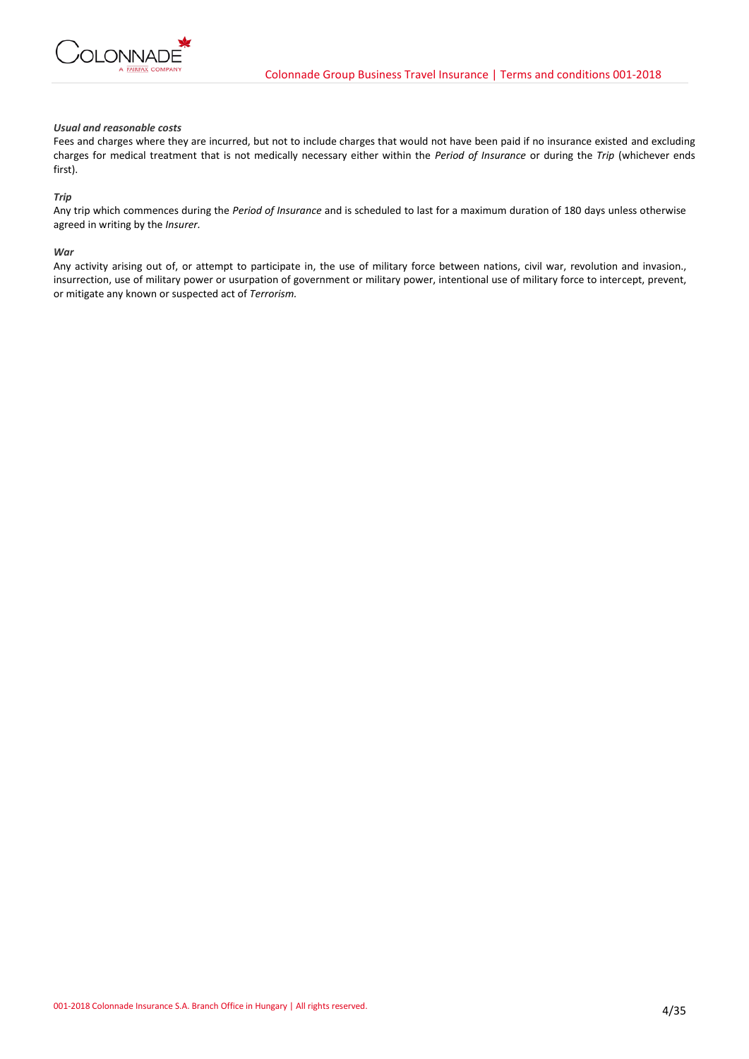***Usual and reasonable costs***

Fees and charges where they are incurred, but not to include charges that would not have been paid if no insurance existed and excluding charges for medical treatment that is not medically necessary either within the *Period of Insurance* or during the *Trip* (whichever ends first).

***Trip***

Any trip which commences during the *Period of Insurance* and is scheduled to last for a maximum duration of 180 days unless otherwise agreed in writing by the *Insurer*.

***War***

Any activity arising out of, or attempt to participate in, the use of military force between nations, civil war, revolution and invasion., insurrection, use of military power or usurpation of government or military power, intentional use of military force to intercept, prevent, or mitigate any known or suspected act of *Terrorism*.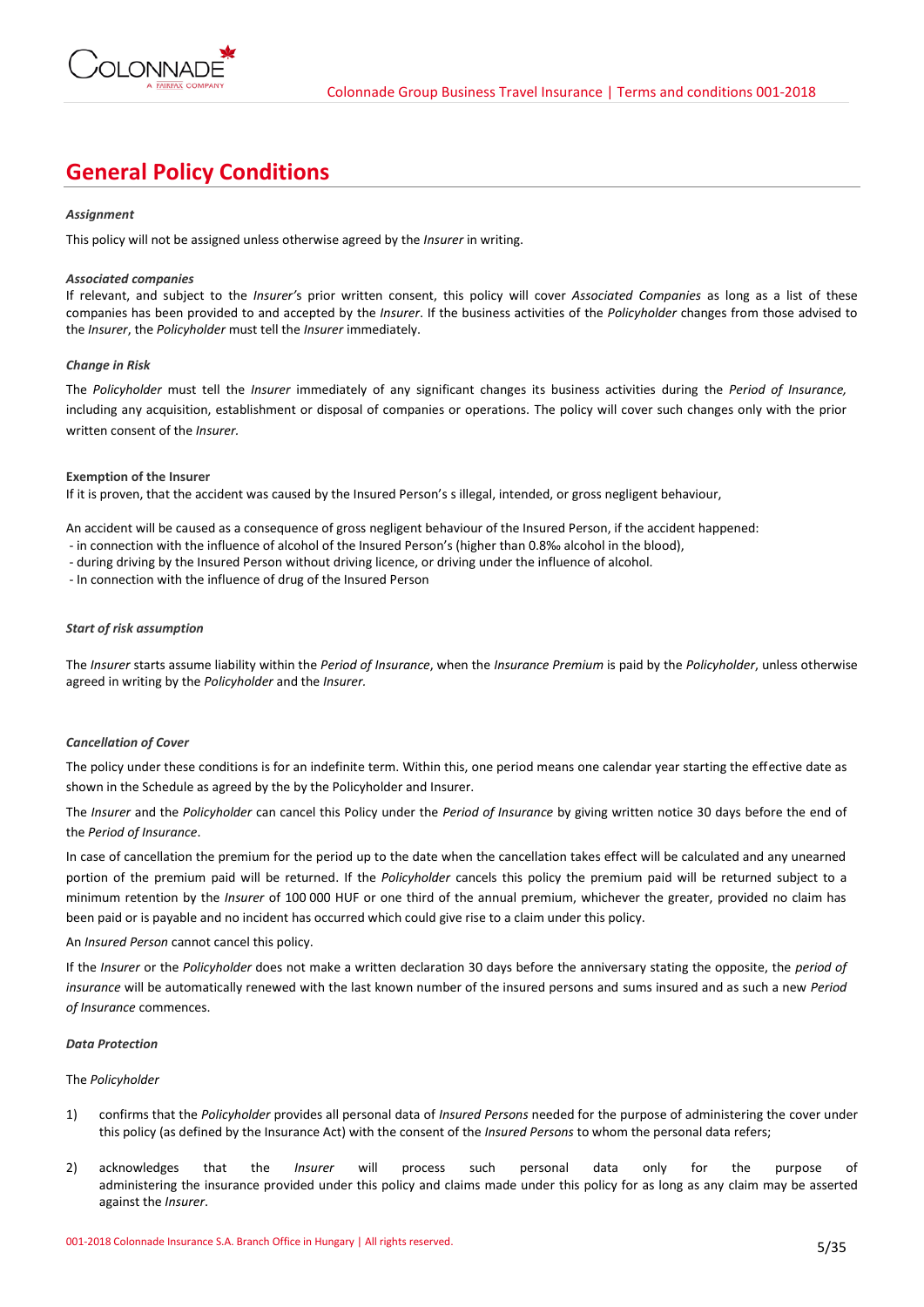# General Policy Conditions

***Assignment***

This policy will not be assigned unless otherwise agreed by the *Insurer* in writing.

***Associated companies***

If relevant, and subject to the *Insurer'*s prior written consent, this policy will cover *Associated Companies* as long as a list of these companies has been provided to and accepted by the *Insurer*. If the business activities of the *Policyholder* changes from those advised to the *Insurer*, the *Policyholder* must tell the *Insurer* immediately.

***Change in Risk***

The *Policyholder* must tell the *Insurer* immediately of any significant changes its business activities during the *Period of Insurance,* including any acquisition, establishment or disposal of companies or operations. The policy will cover such changes only with the prior written consent of the *Insurer.*

**Exemption of the Insurer**

If it is proven, that the accident was caused by the Insured Person's s illegal, intended, or gross negligent behaviour,

An accident will be caused as a consequence of gross negligent behaviour of the Insured Person, if the accident happened:

- in connection with the influence of alcohol of the Insured Person's (higher than 0.8‰ alcohol in the blood),
- during driving by the Insured Person without driving licence, or driving under the influence of alcohol.
- In connection with the influence of drug of the Insured Person

***Start of risk assumption***

The *Insurer* starts assume liability within the *Period of Insurance*, when the *Insurance Premium* is paid by the *Policyholder*, unless otherwise agreed in writing by the *Policyholder* and the *Insurer.*

***Cancellation of Cover***

The policy under these conditions is for an indefinite term. Within this, one period means one calendar year starting the effective date as shown in the Schedule as agreed by the by the Policyholder and Insurer.

The *Insurer* and the *Policyholder* can cancel this Policy under the *Period of Insurance* by giving written notice 30 days before the end of the *Period of Insurance*.

In case of cancellation the premium for the period up to the date when the cancellation takes effect will be calculated and any unearned portion of the premium paid will be returned. If the *Policyholder* cancels this policy the premium paid will be returned subject to a minimum retention by the *Insurer* of 100 000 HUF or one third of the annual premium, whichever the greater, provided no claim has been paid or is payable and no incident has occurred which could give rise to a claim under this policy.

An *Insured Person* cannot cancel this policy.

If the *Insurer* or the *Policyholder* does not make a written declaration 30 days before the anniversary stating the opposite, the *period of insurance* will be automatically renewed with the last known number of the insured persons and sums insured and as such a new *Period of Insurance* commences.

***Data Protection***

The *Policyholder*

1) confirms that the *Policyholder* provides all personal data of *Insured Persons* needed for the purpose of administering the cover under this policy (as defined by the Insurance Act) with the consent of the *Insured Persons* to whom the personal data refers;
2) acknowledges that the *Insurer* will process such personal data only for the purpose of administering the insurance provided under this policy and claims made under this policy for as long as any claim may be asserted against the *Insurer*.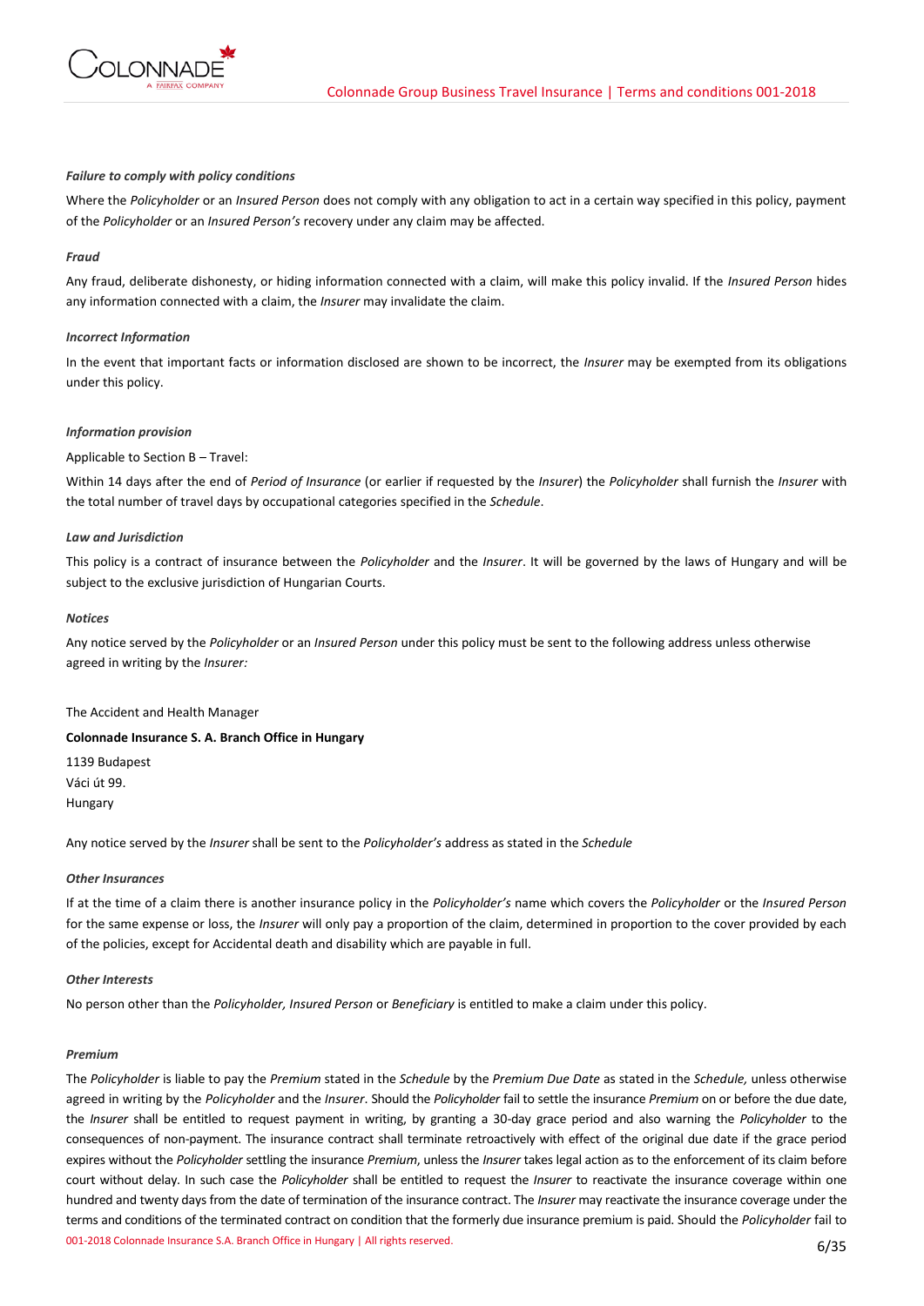***Failure to comply with policy conditions***

Where the *Policyholder* or an *Insured Person* does not comply with any obligation to act in a certain way specified in this policy, payment of the *Policyholder* or an *Insured Person's* recovery under any claim may be affected.

***Fraud***

Any fraud, deliberate dishonesty, or hiding information connected with a claim, will make this policy invalid. If the *Insured Person* hides any information connected with a claim, the *Insurer* may invalidate the claim.

***Incorrect Information***

In the event that important facts or information disclosed are shown to be incorrect, the *Insurer* may be exempted from its obligations under this policy.

***Information provision***

Applicable to Section B – Travel:

Within 14 days after the end of *Period of Insurance* (or earlier if requested by the *Insurer*) the *Policyholder* shall furnish the *Insurer* with the total number of travel days by occupational categories specified in the *Schedule*.

***Law and Jurisdiction***

This policy is a contract of insurance between the *Policyholder* and the *Insurer*. It will be governed by the laws of Hungary and will be subject to the exclusive jurisdiction of Hungarian Courts.

***Notices***

Any notice served by the *Policyholder* or an *Insured Person* under this policy must be sent to the following address unless otherwise agreed in writing by the *Insurer:*

The Accident and Health Manager

**Colonnade Insurance S. A. Branch Office in Hungary**

1139 Budapest
Váci út 99.
Hungary

Any notice served by the *Insurer* shall be sent to the *Policyholder's* address as stated in the *Schedule*

***Other Insurances***

If at the time of a claim there is another insurance policy in the *Policyholder's* name which covers the *Policyholder* or the *Insured Person* for the same expense or loss, the *Insurer* will only pay a proportion of the claim, determined in proportion to the cover provided by each of the policies, except for Accidental death and disability which are payable in full.

***Other Interests***

No person other than the *Policyholder, Insured Person* or *Beneficiary* is entitled to make a claim under this policy.

***Premium***

The *Policyholder* is liable to pay the *Premium* stated in the *Schedule* by the *Premium Due Date* as stated in the *Schedule,* unless otherwise agreed in writing by the *Policyholder* and the *Insurer*. Should the *Policyholder* fail to settle the insurance *Premium* on or before the due date, the *Insurer* shall be entitled to request payment in writing, by granting a 30-day grace period and also warning the *Policyholder* to the consequences of non-payment. The insurance contract shall terminate retroactively with effect of the original due date if the grace period expires without the *Policyholder* settling the insurance *Premium*, unless the *Insurer* takes legal action as to the enforcement of its claim before court without delay. In such case the *Policyholder* shall be entitled to request the *Insurer* to reactivate the insurance coverage within one hundred and twenty days from the date of termination of the insurance contract. The *Insurer* may reactivate the insurance coverage under the terms and conditions of the terminated contract on condition that the formerly due insurance premium is paid. Should the *Policyholder* fail to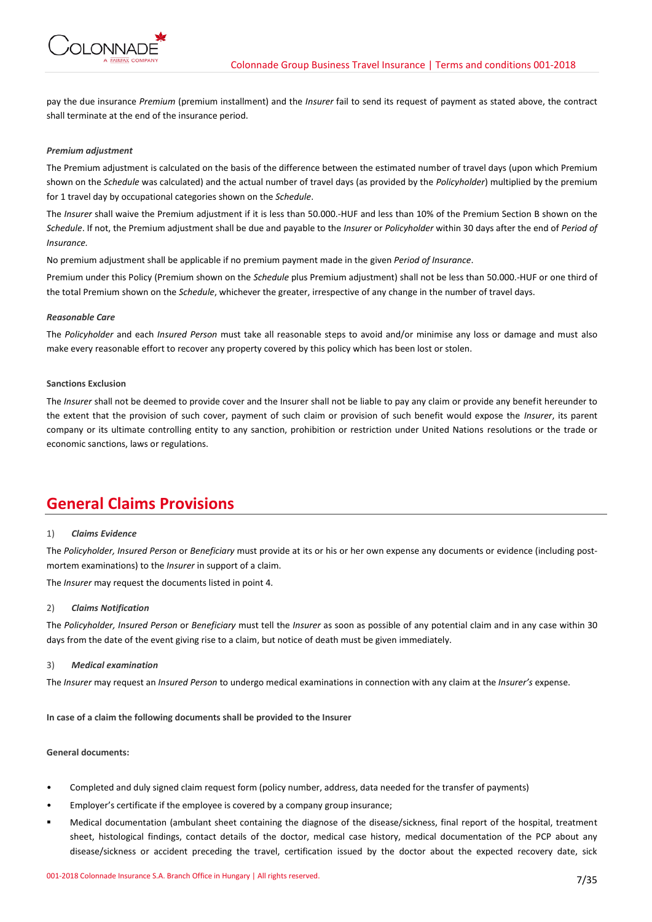pay the due insurance *Premium* (premium installment) and the *Insurer* fail to send its request of payment as stated above, the contract shall terminate at the end of the insurance period.

***Premium adjustment***

The Premium adjustment is calculated on the basis of the difference between the estimated number of travel days (upon which Premium shown on the *Schedule* was calculated) and the actual number of travel days (as provided by the *Policyholder*) multiplied by the premium for 1 travel day by occupational categories shown on the *Schedule*.

The *Insurer* shall waive the Premium adjustment if it is less than 50.000.-HUF and less than 10% of the Premium Section B shown on the *Schedule*. If not, the Premium adjustment shall be due and payable to the *Insurer* or *Policyholder* within 30 days after the end of *Period of Insurance*.

No premium adjustment shall be applicable if no premium payment made in the given *Period of Insurance*.

Premium under this Policy (Premium shown on the *Schedule* plus Premium adjustment) shall not be less than 50.000.-HUF or one third of the total Premium shown on the *Schedule*, whichever the greater, irrespective of any change in the number of travel days.

***Reasonable Care***

The *Policyholder* and each *Insured Person* must take all reasonable steps to avoid and/or minimise any loss or damage and must also make every reasonable effort to recover any property covered by this policy which has been lost or stolen.

**Sanctions Exclusion**

The *Insurer* shall not be deemed to provide cover and the Insurer shall not be liable to pay any claim or provide any benefit hereunder to the extent that the provision of such cover, payment of such claim or provision of such benefit would expose the *Insurer*, its parent company or its ultimate controlling entity to any sanction, prohibition or restriction under United Nations resolutions or the trade or economic sanctions, laws or regulations.

# General Claims Provisions

1) ***Claims Evidence***

The *Policyholder, Insured Person* or *Beneficiary* must provide at its or his or her own expense any documents or evidence (including post-mortem examinations) to the *Insurer* in support of a claim.

The *Insurer* may request the documents listed in point 4.

2) ***Claims Notification***

The *Policyholder, Insured Person* or *Beneficiary* must tell the *Insurer* as soon as possible of any potential claim and in any case within 30 days from the date of the event giving rise to a claim, but notice of death must be given immediately.

3) ***Medical examination***

The *Insurer* may request an *Insured Person* to undergo medical examinations in connection with any claim at the *Insurer's* expense.

**In case of a claim the following documents shall be provided to the Insurer**

**General documents:**

- Completed and duly signed claim request form (policy number, address, data needed for the transfer of payments)
- Employer's certificate if the employee is covered by a company group insurance;
- Medical documentation (ambulant sheet containing the diagnose of the disease/sickness, final report of the hospital, treatment sheet, histological findings, contact details of the doctor, medical case history, medical documentation of the PCP about any disease/sickness or accident preceding the travel, certification issued by the doctor about the expected recovery date, sick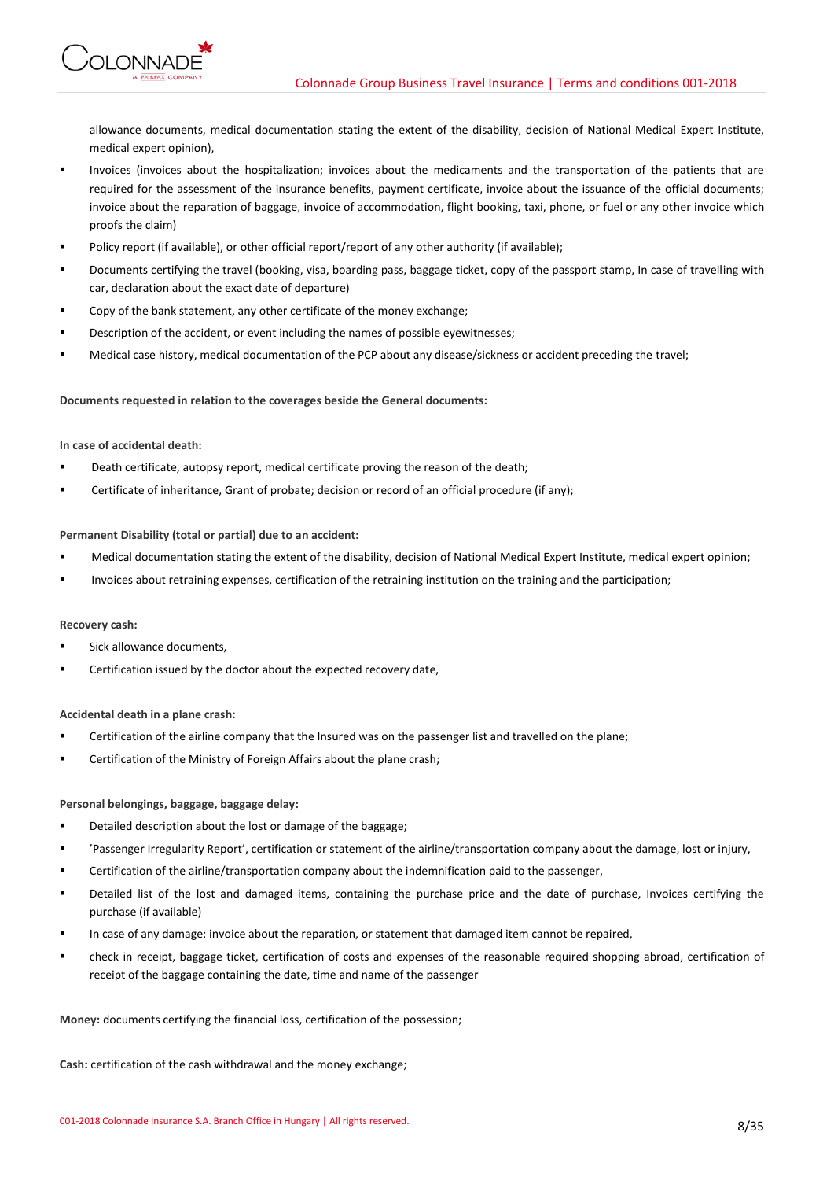allowance documents, medical documentation stating the extent of the disability, decision of National Medical Expert Institute, medical expert opinion),

- Invoices (invoices about the hospitalization; invoices about the medicaments and the transportation of the patients that are required for the assessment of the insurance benefits, payment certificate, invoice about the issuance of the official documents; invoice about the reparation of baggage, invoice of accommodation, flight booking, taxi, phone, or fuel or any other invoice which proofs the claim)
- Policy report (if available), or other official report/report of any other authority (if available);
- Documents certifying the travel (booking, visa, boarding pass, baggage ticket, copy of the passport stamp, In case of travelling with car, declaration about the exact date of departure)
- Copy of the bank statement, any other certificate of the money exchange;
- Description of the accident, or event including the names of possible eyewitnesses;
- Medical case history, medical documentation of the PCP about any disease/sickness or accident preceding the travel;

**Documents requested in relation to the coverages beside the General documents:**

**In case of accidental death:**

- Death certificate, autopsy report, medical certificate proving the reason of the death;
- Certificate of inheritance, Grant of probate; decision or record of an official procedure (if any);

**Permanent Disability (total or partial) due to an accident:**

- Medical documentation stating the extent of the disability, decision of National Medical Expert Institute, medical expert opinion;
- Invoices about retraining expenses, certification of the retraining institution on the training and the participation;

**Recovery cash:**

- Sick allowance documents,
- Certification issued by the doctor about the expected recovery date,

**Accidental death in a plane crash:**

- Certification of the airline company that the Insured was on the passenger list and travelled on the plane;
- Certification of the Ministry of Foreign Affairs about the plane crash;

**Personal belongings, baggage, baggage delay:**

- Detailed description about the lost or damage of the baggage;
- 'Passenger Irregularity Report', certification or statement of the airline/transportation company about the damage, lost or injury,
- Certification of the airline/transportation company about the indemnification paid to the passenger,
- Detailed list of the lost and damaged items, containing the purchase price and the date of purchase, Invoices certifying the purchase (if available)
- In case of any damage: invoice about the reparation, or statement that damaged item cannot be repaired,
- check in receipt, baggage ticket, certification of costs and expenses of the reasonable required shopping abroad, certification of receipt of the baggage containing the date, time and name of the passenger

**Money:** documents certifying the financial loss, certification of the possession;

**Cash:** certification of the cash withdrawal and the money exchange;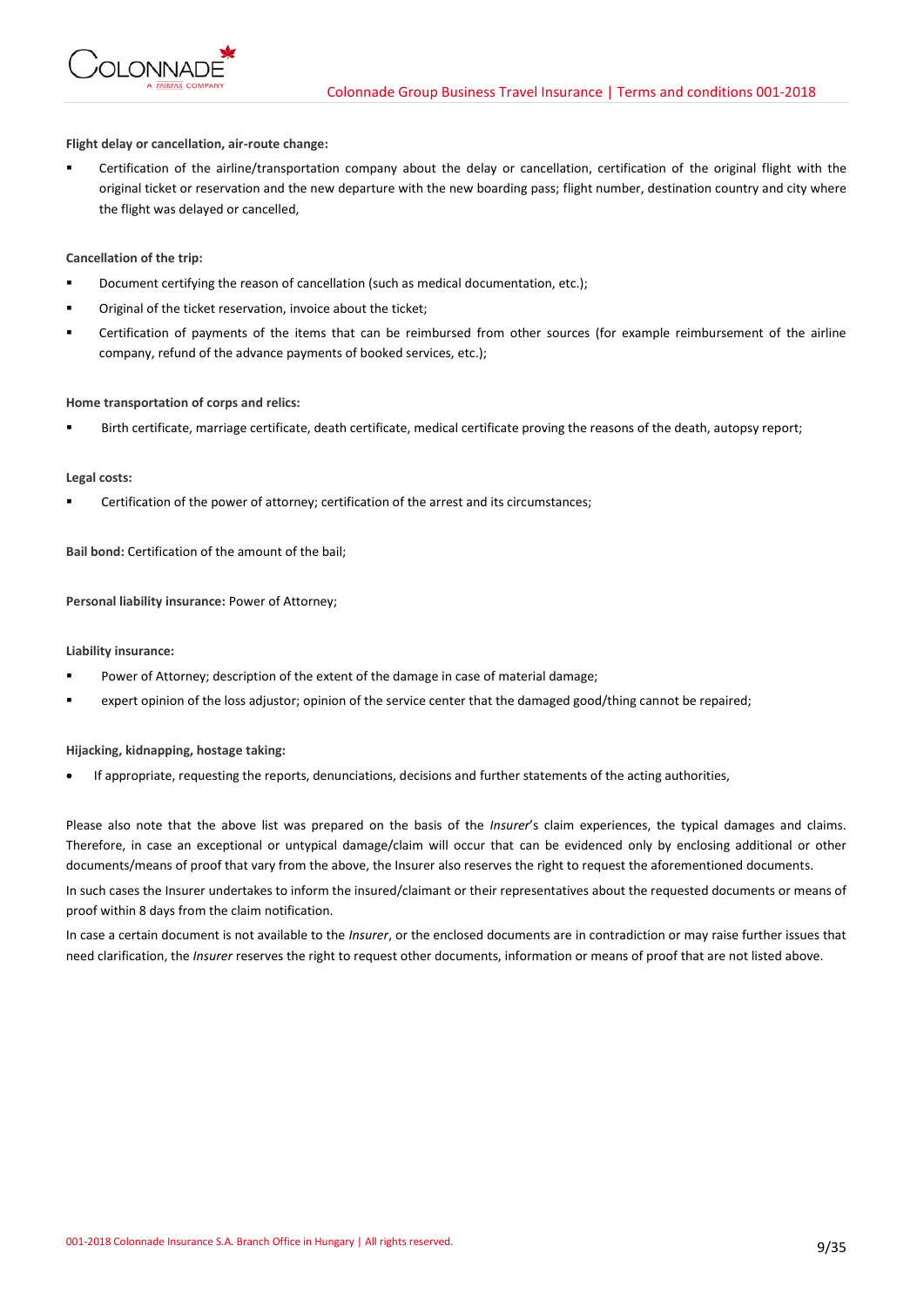**Flight delay or cancellation, air-route change:**

- Certification of the airline/transportation company about the delay or cancellation, certification of the original flight with the original ticket or reservation and the new departure with the new boarding pass; flight number, destination country and city where the flight was delayed or cancelled,

**Cancellation of the trip:**

- Document certifying the reason of cancellation (such as medical documentation, etc.);
- Original of the ticket reservation, invoice about the ticket;
- Certification of payments of the items that can be reimbursed from other sources (for example reimbursement of the airline company, refund of the advance payments of booked services, etc.);

**Home transportation of corps and relics:**

- Birth certificate, marriage certificate, death certificate, medical certificate proving the reasons of the death, autopsy report;

**Legal costs:**

- Certification of the power of attorney; certification of the arrest and its circumstances;

**Bail bond:** Certification of the amount of the bail;

**Personal liability insurance:** Power of Attorney;

**Liability insurance:**

- Power of Attorney; description of the extent of the damage in case of material damage;
- expert opinion of the loss adjustor; opinion of the service center that the damaged good/thing cannot be repaired;

**Hijacking, kidnapping, hostage taking:**

- If appropriate, requesting the reports, denunciations, decisions and further statements of the acting authorities,

Please also note that the above list was prepared on the basis of the *Insurer*'s claim experiences, the typical damages and claims. Therefore, in case an exceptional or untypical damage/claim will occur that can be evidenced only by enclosing additional or other documents/means of proof that vary from the above, the Insurer also reserves the right to request the aforementioned documents.

In such cases the Insurer undertakes to inform the insured/claimant or their representatives about the requested documents or means of proof within 8 days from the claim notification.

In case a certain document is not available to the *Insurer*, or the enclosed documents are in contradiction or may raise further issues that need clarification, the *Insurer* reserves the right to request other documents, information or means of proof that are not listed above.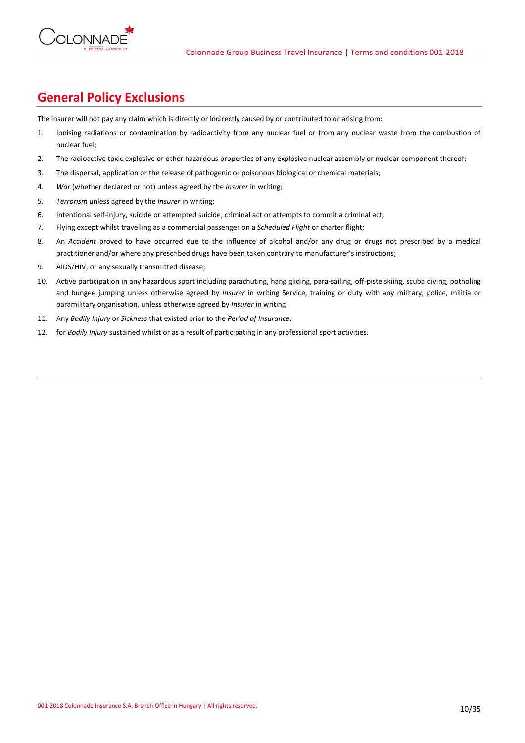## General Policy Exclusions

The Insurer will not pay any claim which is directly or indirectly caused by or contributed to or arising from:

1. Ionising radiations or contamination by radioactivity from any nuclear fuel or from any nuclear waste from the combustion of nuclear fuel;
2. The radioactive toxic explosive or other hazardous properties of any explosive nuclear assembly or nuclear component thereof;
3. The dispersal, application or the release of pathogenic or poisonous biological or chemical materials;
4. *War* (whether declared or not) unless agreed by the *Insurer* in writing;
5. *Terrorism* unless agreed by the *Insurer* in writing;
6. Intentional self-injury, suicide or attempted suicide, criminal act or attempts to commit a criminal act;
7. Flying except whilst travelling as a commercial passenger on a *Scheduled Flight* or charter flight;
8. An *Accident* proved to have occurred due to the influence of alcohol and/or any drug or drugs not prescribed by a medical practitioner and/or where any prescribed drugs have been taken contrary to manufacturer's instructions;
9. AIDS/HIV, or any sexually transmitted disease;
10. Active participation in any hazardous sport including parachuting, hang gliding, para-sailing, off-piste skiing, scuba diving, potholing and bungee jumping unless otherwise agreed by *Insurer* in writing Service, training or duty with any military, police, militia or paramilitary organisation, unless otherwise agreed by *Insurer* in writing
11. Any *Bodily Injury* or *Sickness* that existed prior to the *Period of Insurance*.
12. for *Bodily Injury* sustained whilst or as a result of participating in any professional sport activities.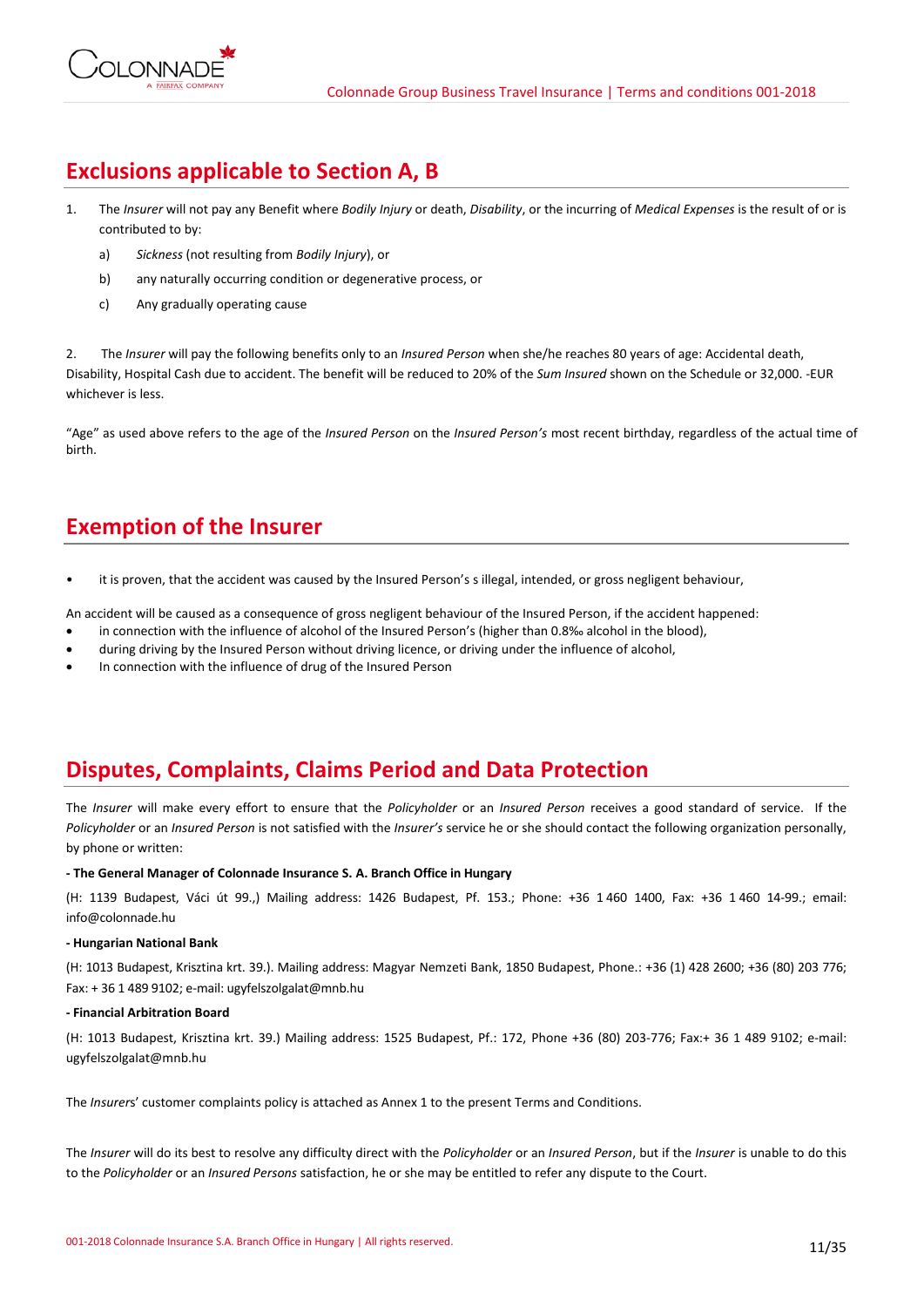## Exclusions applicable to Section A, B

1. The *Insurer* will not pay any Benefit where *Bodily Injury* or death, *Disability*, or the incurring of *Medical Expenses* is the result of or is contributed to by:
   a) *Sickness* (not resulting from *Bodily Injury*), or
   b) any naturally occurring condition or degenerative process, or
   c) Any gradually operating cause

2. The *Insurer* will pay the following benefits only to an *Insured Person* when she/he reaches 80 years of age: Accidental death, Disability, Hospital Cash due to accident. The benefit will be reduced to 20% of the *Sum Insured* shown on the Schedule or 32,000. -EUR whichever is less.

"Age" as used above refers to the age of the *Insured Person* on the *Insured Person's* most recent birthday, regardless of the actual time of birth.

## Exemption of the Insurer

- it is proven, that the accident was caused by the Insured Person's s illegal, intended, or gross negligent behaviour,

An accident will be caused as a consequence of gross negligent behaviour of the Insured Person, if the accident happened:

- in connection with the influence of alcohol of the Insured Person's (higher than 0.8‰ alcohol in the blood),
- during driving by the Insured Person without driving licence, or driving under the influence of alcohol,
- In connection with the influence of drug of the Insured Person

## Disputes, Complaints, Claims Period and Data Protection

The *Insurer* will make every effort to ensure that the *Policyholder* or an *Insured Person* receives a good standard of service. If the *Policyholder* or an *Insured Person* is not satisfied with the *Insurer's* service he or she should contact the following organization personally, by phone or written:

**- The General Manager of Colonnade Insurance S. A. Branch Office in Hungary**

(H: 1139 Budapest, Váci út 99.,) Mailing address: 1426 Budapest, Pf. 153.; Phone: +36 1 460 1400, Fax: +36 1 460 14-99.; email: info@colonnade.hu

**- Hungarian National Bank**

(H: 1013 Budapest, Krisztina krt. 39.). Mailing address: Magyar Nemzeti Bank, 1850 Budapest, Phone.: +36 (1) 428 2600; +36 (80) 203 776; Fax: + 36 1 489 9102; e-mail: ugyfelszolgalat@mnb.hu

**- Financial Arbitration Board**

(H: 1013 Budapest, Krisztina krt. 39.) Mailing address: 1525 Budapest, Pf.: 172, Phone +36 (80) 203-776; Fax:+ 36 1 489 9102; e-mail: ugyfelszolgalat@mnb.hu

The *Insurers*' customer complaints policy is attached as Annex 1 to the present Terms and Conditions.

The *Insurer* will do its best to resolve any difficulty direct with the *Policyholder* or an *Insured Person*, but if the *Insurer* is unable to do this to the *Policyholder* or an *Insured Persons* satisfaction, he or she may be entitled to refer any dispute to the Court.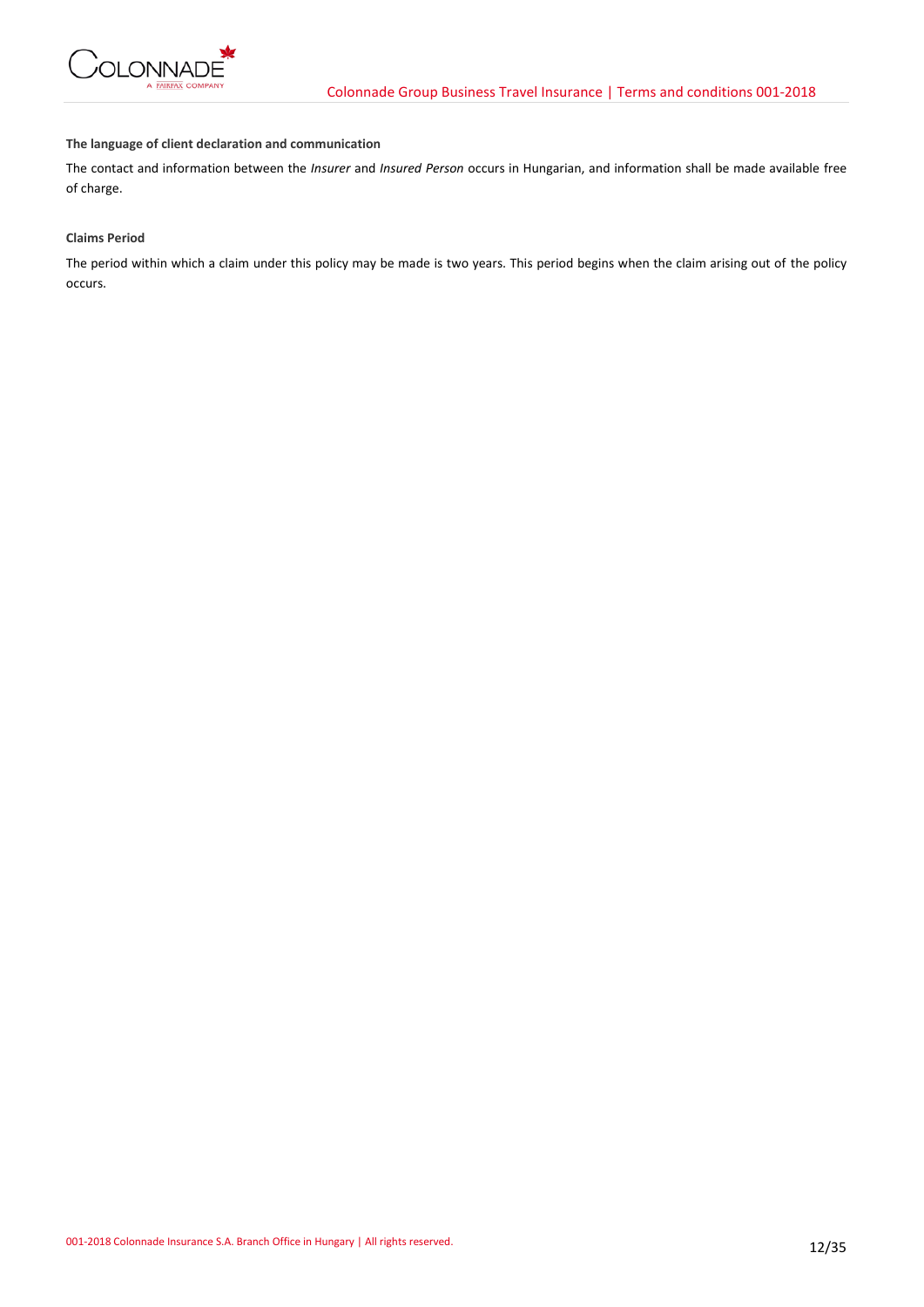**The language of client declaration and communication**

The contact and information between the *Insurer* and *Insured Person* occurs in Hungarian, and information shall be made available free of charge.

**Claims Period**

The period within which a claim under this policy may be made is two years. This period begins when the claim arising out of the policy occurs.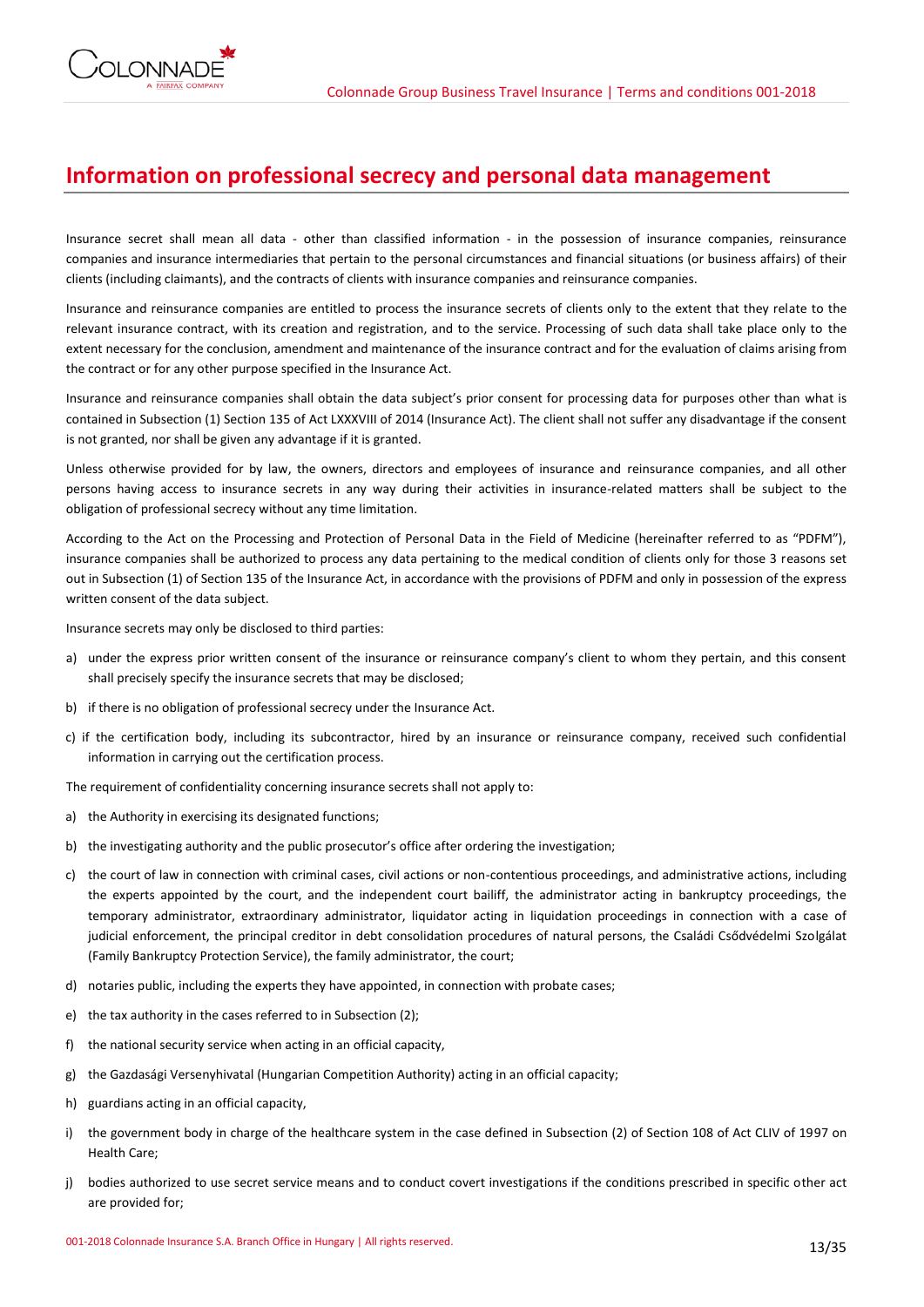# Information on professional secrecy and personal data management

Insurance secret shall mean all data - other than classified information - in the possession of insurance companies, reinsurance companies and insurance intermediaries that pertain to the personal circumstances and financial situations (or business affairs) of their clients (including claimants), and the contracts of clients with insurance companies and reinsurance companies.

Insurance and reinsurance companies are entitled to process the insurance secrets of clients only to the extent that they relate to the relevant insurance contract, with its creation and registration, and to the service. Processing of such data shall take place only to the extent necessary for the conclusion, amendment and maintenance of the insurance contract and for the evaluation of claims arising from the contract or for any other purpose specified in the Insurance Act.

Insurance and reinsurance companies shall obtain the data subject's prior consent for processing data for purposes other than what is contained in Subsection (1) Section 135 of Act LXXXVIII of 2014 (Insurance Act). The client shall not suffer any disadvantage if the consent is not granted, nor shall be given any advantage if it is granted.

Unless otherwise provided for by law, the owners, directors and employees of insurance and reinsurance companies, and all other persons having access to insurance secrets in any way during their activities in insurance-related matters shall be subject to the obligation of professional secrecy without any time limitation.

According to the Act on the Processing and Protection of Personal Data in the Field of Medicine (hereinafter referred to as "PDFM"), insurance companies shall be authorized to process any data pertaining to the medical condition of clients only for those 3 reasons set out in Subsection (1) of Section 135 of the Insurance Act, in accordance with the provisions of PDFM and only in possession of the express written consent of the data subject.

Insurance secrets may only be disclosed to third parties:

a) under the express prior written consent of the insurance or reinsurance company's client to whom they pertain, and this consent shall precisely specify the insurance secrets that may be disclosed;
b) if there is no obligation of professional secrecy under the Insurance Act.
c) if the certification body, including its subcontractor, hired by an insurance or reinsurance company, received such confidential information in carrying out the certification process.

The requirement of confidentiality concerning insurance secrets shall not apply to:

a) the Authority in exercising its designated functions;
b) the investigating authority and the public prosecutor's office after ordering the investigation;
c) the court of law in connection with criminal cases, civil actions or non-contentious proceedings, and administrative actions, including the experts appointed by the court, and the independent court bailiff, the administrator acting in bankruptcy proceedings, the temporary administrator, extraordinary administrator, liquidator acting in liquidation proceedings in connection with a case of judicial enforcement, the principal creditor in debt consolidation procedures of natural persons, the Családi Csődvédelmi Szolgálat (Family Bankruptcy Protection Service), the family administrator, the court;
d) notaries public, including the experts they have appointed, in connection with probate cases;
e) the tax authority in the cases referred to in Subsection (2);
f) the national security service when acting in an official capacity,
g) the Gazdasági Versenyhivatal (Hungarian Competition Authority) acting in an official capacity;
h) guardians acting in an official capacity,
i) the government body in charge of the healthcare system in the case defined in Subsection (2) of Section 108 of Act CLIV of 1997 on Health Care;
j) bodies authorized to use secret service means and to conduct covert investigations if the conditions prescribed in specific other act are provided for;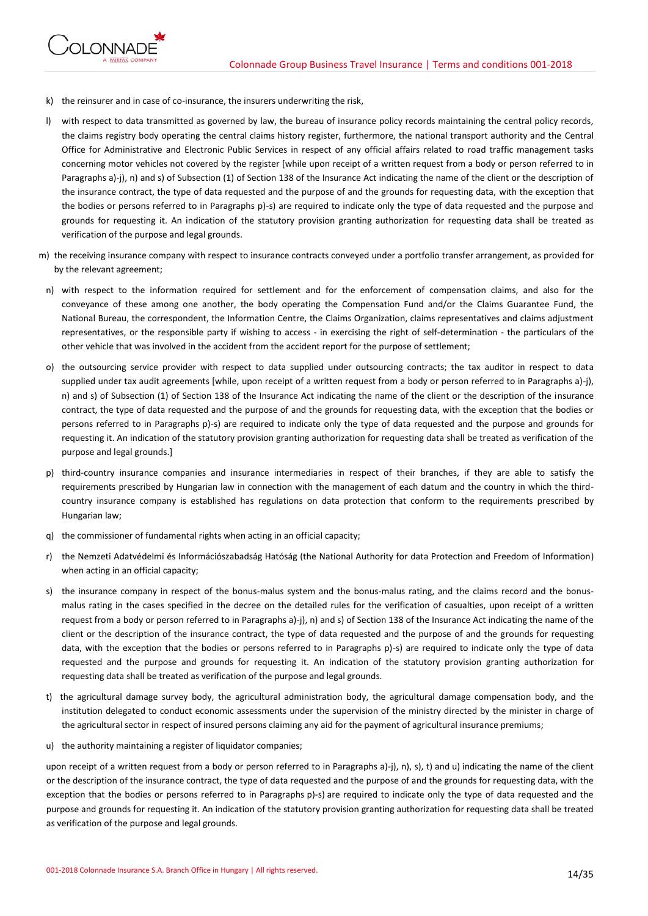k) the reinsurer and in case of co-insurance, the insurers underwriting the risk,

l) with respect to data transmitted as governed by law, the bureau of insurance policy records maintaining the central policy records, the claims registry body operating the central claims history register, furthermore, the national transport authority and the Central Office for Administrative and Electronic Public Services in respect of any official affairs related to road traffic management tasks concerning motor vehicles not covered by the register [while upon receipt of a written request from a body or person referred to in Paragraphs a)-j), n) and s) of Subsection (1) of Section 138 of the Insurance Act indicating the name of the client or the description of the insurance contract, the type of data requested and the purpose of and the grounds for requesting data, with the exception that the bodies or persons referred to in Paragraphs p)-s) are required to indicate only the type of data requested and the purpose and grounds for requesting it. An indication of the statutory provision granting authorization for requesting data shall be treated as verification of the purpose and legal grounds.

m) the receiving insurance company with respect to insurance contracts conveyed under a portfolio transfer arrangement, as provided for by the relevant agreement;

n) with respect to the information required for settlement and for the enforcement of compensation claims, and also for the conveyance of these among one another, the body operating the Compensation Fund and/or the Claims Guarantee Fund, the National Bureau, the correspondent, the Information Centre, the Claims Organization, claims representatives and claims adjustment representatives, or the responsible party if wishing to access - in exercising the right of self-determination - the particulars of the other vehicle that was involved in the accident from the accident report for the purpose of settlement;

o) the outsourcing service provider with respect to data supplied under outsourcing contracts; the tax auditor in respect to data supplied under tax audit agreements [while, upon receipt of a written request from a body or person referred to in Paragraphs a)-j), n) and s) of Subsection (1) of Section 138 of the Insurance Act indicating the name of the client or the description of the insurance contract, the type of data requested and the purpose of and the grounds for requesting data, with the exception that the bodies or persons referred to in Paragraphs p)-s) are required to indicate only the type of data requested and the purpose and grounds for requesting it. An indication of the statutory provision granting authorization for requesting data shall be treated as verification of the purpose and legal grounds.]

p) third-country insurance companies and insurance intermediaries in respect of their branches, if they are able to satisfy the requirements prescribed by Hungarian law in connection with the management of each datum and the country in which the third-country insurance company is established has regulations on data protection that conform to the requirements prescribed by Hungarian law;

q) the commissioner of fundamental rights when acting in an official capacity;

r) the Nemzeti Adatvédelmi és Információszabadság Hatóság (the National Authority for data Protection and Freedom of Information) when acting in an official capacity;

s) the insurance company in respect of the bonus-malus system and the bonus-malus rating, and the claims record and the bonus-malus rating in the cases specified in the decree on the detailed rules for the verification of casualties, upon receipt of a written request from a body or person referred to in Paragraphs a)-j), n) and s) of Section 138 of the Insurance Act indicating the name of the client or the description of the insurance contract, the type of data requested and the purpose of and the grounds for requesting data, with the exception that the bodies or persons referred to in Paragraphs p)-s) are required to indicate only the type of data requested and the purpose and grounds for requesting it. An indication of the statutory provision granting authorization for requesting data shall be treated as verification of the purpose and legal grounds.

t) the agricultural damage survey body, the agricultural administration body, the agricultural damage compensation body, and the institution delegated to conduct economic assessments under the supervision of the ministry directed by the minister in charge of the agricultural sector in respect of insured persons claiming any aid for the payment of agricultural insurance premiums;

u) the authority maintaining a register of liquidator companies;

upon receipt of a written request from a body or person referred to in Paragraphs a)-j), n), s), t) and u) indicating the name of the client or the description of the insurance contract, the type of data requested and the purpose of and the grounds for requesting data, with the exception that the bodies or persons referred to in Paragraphs p)-s) are required to indicate only the type of data requested and the purpose and grounds for requesting it. An indication of the statutory provision granting authorization for requesting data shall be treated as verification of the purpose and legal grounds.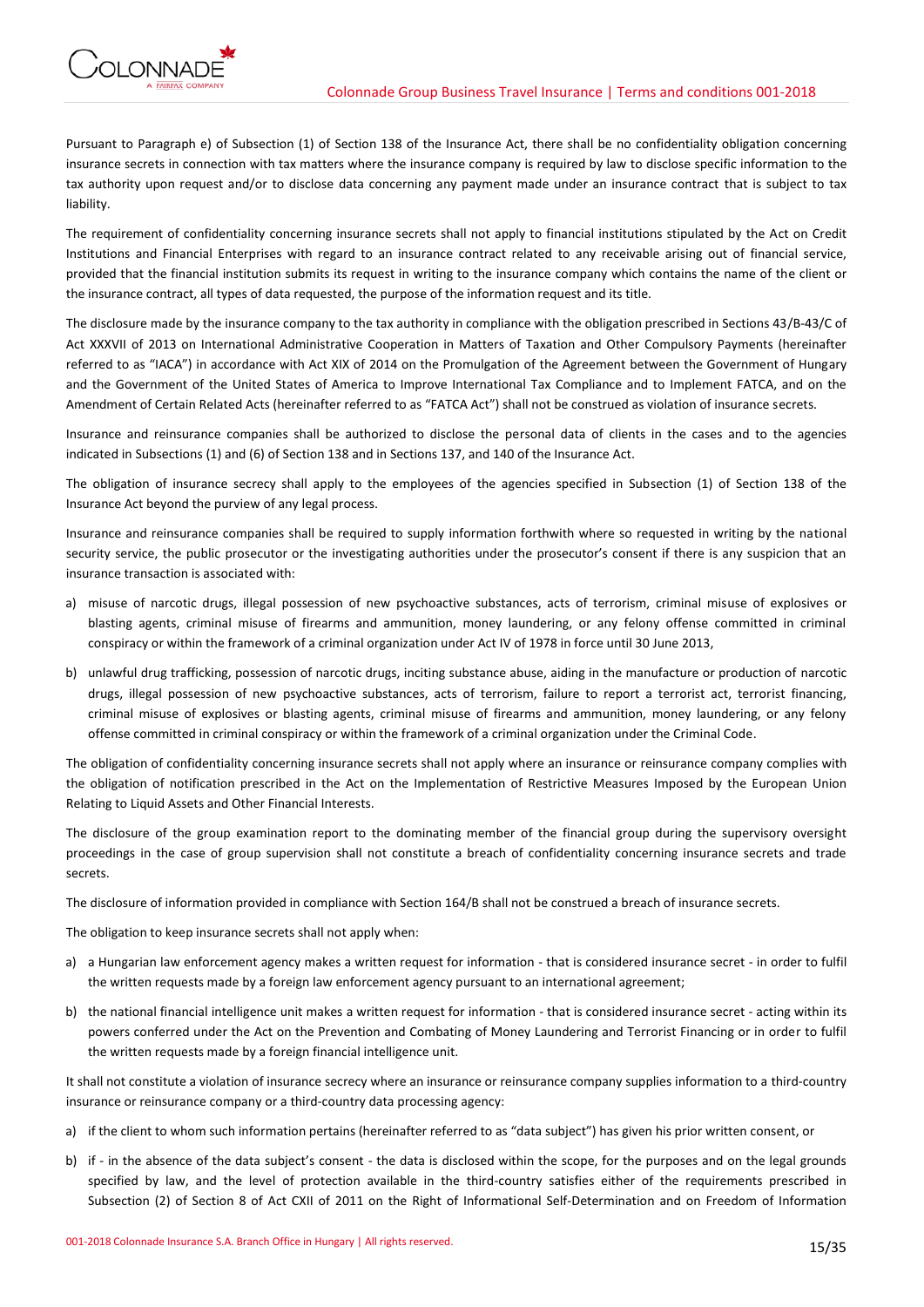Pursuant to Paragraph e) of Subsection (1) of Section 138 of the Insurance Act, there shall be no confidentiality obligation concerning insurance secrets in connection with tax matters where the insurance company is required by law to disclose specific information to the tax authority upon request and/or to disclose data concerning any payment made under an insurance contract that is subject to tax liability.

The requirement of confidentiality concerning insurance secrets shall not apply to financial institutions stipulated by the Act on Credit Institutions and Financial Enterprises with regard to an insurance contract related to any receivable arising out of financial service, provided that the financial institution submits its request in writing to the insurance company which contains the name of the client or the insurance contract, all types of data requested, the purpose of the information request and its title.

The disclosure made by the insurance company to the tax authority in compliance with the obligation prescribed in Sections 43/B-43/C of Act XXXVII of 2013 on International Administrative Cooperation in Matters of Taxation and Other Compulsory Payments (hereinafter referred to as "IACA") in accordance with Act XIX of 2014 on the Promulgation of the Agreement between the Government of Hungary and the Government of the United States of America to Improve International Tax Compliance and to Implement FATCA, and on the Amendment of Certain Related Acts (hereinafter referred to as "FATCA Act") shall not be construed as violation of insurance secrets.

Insurance and reinsurance companies shall be authorized to disclose the personal data of clients in the cases and to the agencies indicated in Subsections (1) and (6) of Section 138 and in Sections 137, and 140 of the Insurance Act.

The obligation of insurance secrecy shall apply to the employees of the agencies specified in Subsection (1) of Section 138 of the Insurance Act beyond the purview of any legal process.

Insurance and reinsurance companies shall be required to supply information forthwith where so requested in writing by the national security service, the public prosecutor or the investigating authorities under the prosecutor's consent if there is any suspicion that an insurance transaction is associated with:

a) misuse of narcotic drugs, illegal possession of new psychoactive substances, acts of terrorism, criminal misuse of explosives or blasting agents, criminal misuse of firearms and ammunition, money laundering, or any felony offense committed in criminal conspiracy or within the framework of a criminal organization under Act IV of 1978 in force until 30 June 2013,

b) unlawful drug trafficking, possession of narcotic drugs, inciting substance abuse, aiding in the manufacture or production of narcotic drugs, illegal possession of new psychoactive substances, acts of terrorism, failure to report a terrorist act, terrorist financing, criminal misuse of explosives or blasting agents, criminal misuse of firearms and ammunition, money laundering, or any felony offense committed in criminal conspiracy or within the framework of a criminal organization under the Criminal Code.

The obligation of confidentiality concerning insurance secrets shall not apply where an insurance or reinsurance company complies with the obligation of notification prescribed in the Act on the Implementation of Restrictive Measures Imposed by the European Union Relating to Liquid Assets and Other Financial Interests.

The disclosure of the group examination report to the dominating member of the financial group during the supervisory oversight proceedings in the case of group supervision shall not constitute a breach of confidentiality concerning insurance secrets and trade secrets.

The disclosure of information provided in compliance with Section 164/B shall not be construed a breach of insurance secrets.

The obligation to keep insurance secrets shall not apply when:

a) a Hungarian law enforcement agency makes a written request for information - that is considered insurance secret - in order to fulfil the written requests made by a foreign law enforcement agency pursuant to an international agreement;

b) the national financial intelligence unit makes a written request for information - that is considered insurance secret - acting within its powers conferred under the Act on the Prevention and Combating of Money Laundering and Terrorist Financing or in order to fulfil the written requests made by a foreign financial intelligence unit.

It shall not constitute a violation of insurance secrecy where an insurance or reinsurance company supplies information to a third-country insurance or reinsurance company or a third-country data processing agency:

a) if the client to whom such information pertains (hereinafter referred to as "data subject") has given his prior written consent, or

b) if - in the absence of the data subject's consent - the data is disclosed within the scope, for the purposes and on the legal grounds specified by law, and the level of protection available in the third-country satisfies either of the requirements prescribed in Subsection (2) of Section 8 of Act CXII of 2011 on the Right of Informational Self-Determination and on Freedom of Information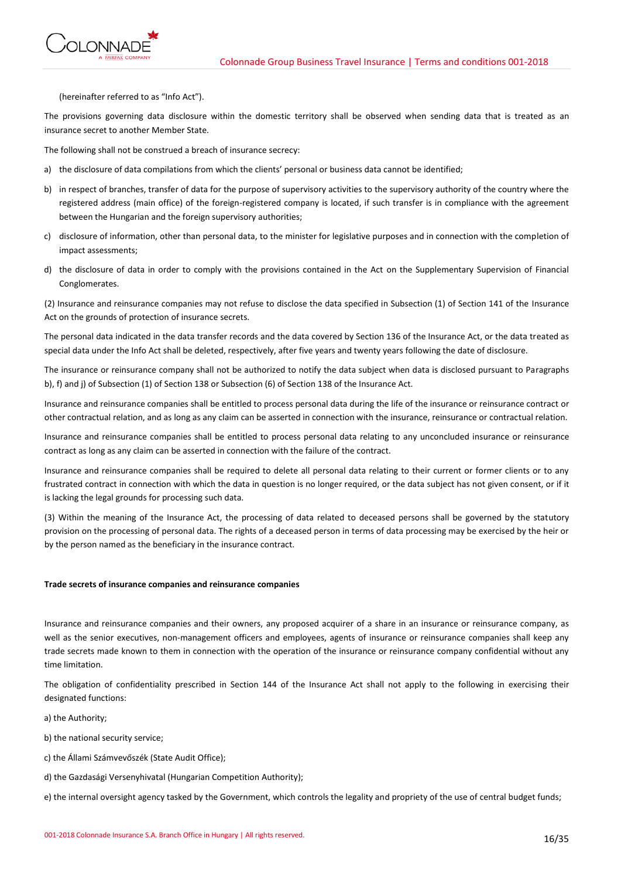(hereinafter referred to as "Info Act").

The provisions governing data disclosure within the domestic territory shall be observed when sending data that is treated as an insurance secret to another Member State.

The following shall not be construed a breach of insurance secrecy:

a) the disclosure of data compilations from which the clients' personal or business data cannot be identified;

b) in respect of branches, transfer of data for the purpose of supervisory activities to the supervisory authority of the country where the registered address (main office) of the foreign-registered company is located, if such transfer is in compliance with the agreement between the Hungarian and the foreign supervisory authorities;

c) disclosure of information, other than personal data, to the minister for legislative purposes and in connection with the completion of impact assessments;

d) the disclosure of data in order to comply with the provisions contained in the Act on the Supplementary Supervision of Financial Conglomerates.

(2) Insurance and reinsurance companies may not refuse to disclose the data specified in Subsection (1) of Section 141 of the Insurance Act on the grounds of protection of insurance secrets.

The personal data indicated in the data transfer records and the data covered by Section 136 of the Insurance Act, or the data treated as special data under the Info Act shall be deleted, respectively, after five years and twenty years following the date of disclosure.

The insurance or reinsurance company shall not be authorized to notify the data subject when data is disclosed pursuant to Paragraphs b), f) and j) of Subsection (1) of Section 138 or Subsection (6) of Section 138 of the Insurance Act.

Insurance and reinsurance companies shall be entitled to process personal data during the life of the insurance or reinsurance contract or other contractual relation, and as long as any claim can be asserted in connection with the insurance, reinsurance or contractual relation.

Insurance and reinsurance companies shall be entitled to process personal data relating to any unconcluded insurance or reinsurance contract as long as any claim can be asserted in connection with the failure of the contract.

Insurance and reinsurance companies shall be required to delete all personal data relating to their current or former clients or to any frustrated contract in connection with which the data in question is no longer required, or the data subject has not given consent, or if it is lacking the legal grounds for processing such data.

(3) Within the meaning of the Insurance Act, the processing of data related to deceased persons shall be governed by the statutory provision on the processing of personal data. The rights of a deceased person in terms of data processing may be exercised by the heir or by the person named as the beneficiary in the insurance contract.

**Trade secrets of insurance companies and reinsurance companies**

Insurance and reinsurance companies and their owners, any proposed acquirer of a share in an insurance or reinsurance company, as well as the senior executives, non-management officers and employees, agents of insurance or reinsurance companies shall keep any trade secrets made known to them in connection with the operation of the insurance or reinsurance company confidential without any time limitation.

The obligation of confidentiality prescribed in Section 144 of the Insurance Act shall not apply to the following in exercising their designated functions:

a) the Authority;

b) the national security service;

c) the Állami Számvevőszék (State Audit Office);

d) the Gazdasági Versenyhivatal (Hungarian Competition Authority);

e) the internal oversight agency tasked by the Government, which controls the legality and propriety of the use of central budget funds;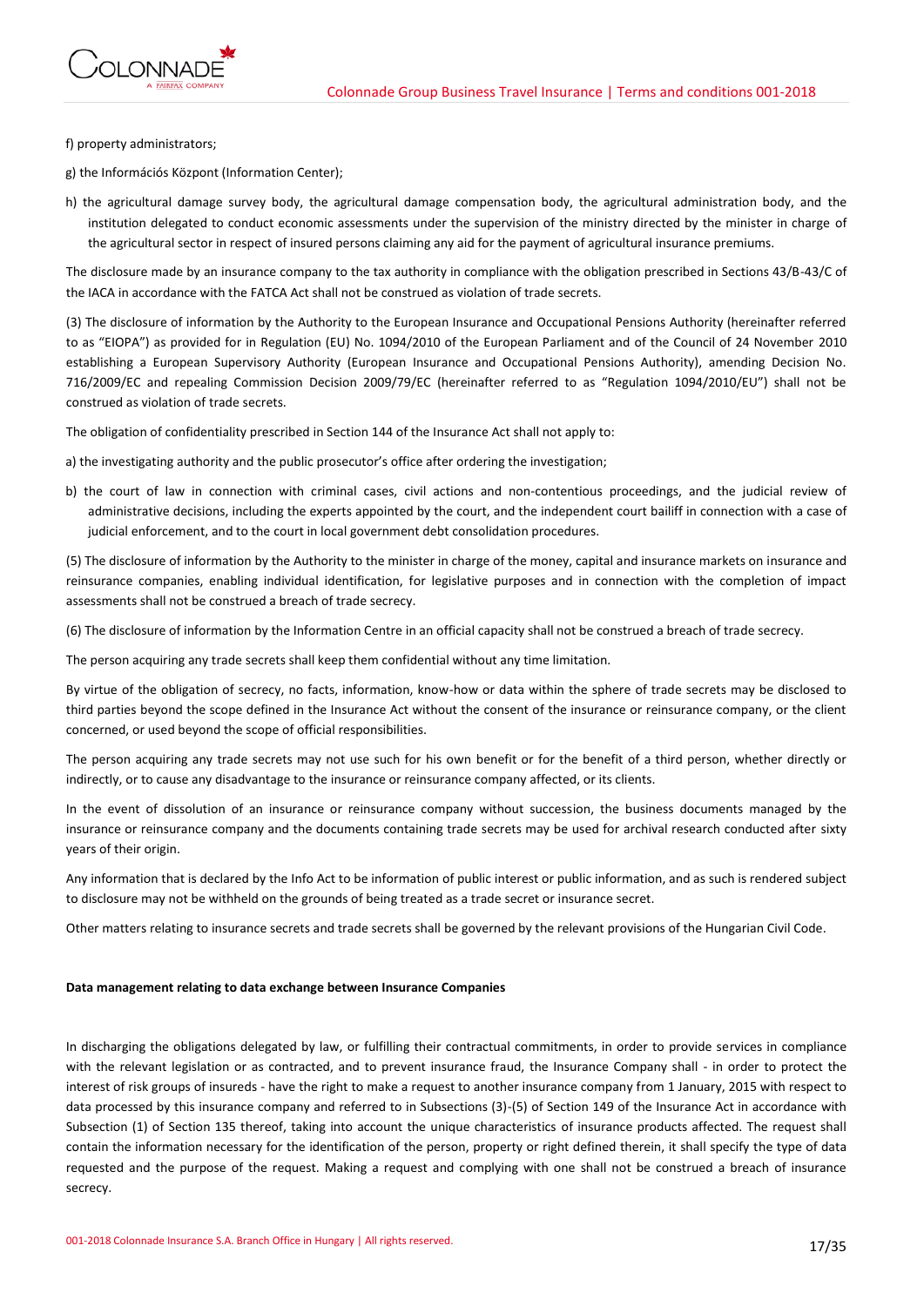f) property administrators;

g) the Információs Központ (Information Center);

h) the agricultural damage survey body, the agricultural damage compensation body, the agricultural administration body, and the institution delegated to conduct economic assessments under the supervision of the ministry directed by the minister in charge of the agricultural sector in respect of insured persons claiming any aid for the payment of agricultural insurance premiums.

The disclosure made by an insurance company to the tax authority in compliance with the obligation prescribed in Sections 43/B-43/C of the IACA in accordance with the FATCA Act shall not be construed as violation of trade secrets.

(3) The disclosure of information by the Authority to the European Insurance and Occupational Pensions Authority (hereinafter referred to as "EIOPA") as provided for in Regulation (EU) No. 1094/2010 of the European Parliament and of the Council of 24 November 2010 establishing a European Supervisory Authority (European Insurance and Occupational Pensions Authority), amending Decision No. 716/2009/EC and repealing Commission Decision 2009/79/EC (hereinafter referred to as "Regulation 1094/2010/EU") shall not be construed as violation of trade secrets.

The obligation of confidentiality prescribed in Section 144 of the Insurance Act shall not apply to:

a) the investigating authority and the public prosecutor's office after ordering the investigation;

b) the court of law in connection with criminal cases, civil actions and non-contentious proceedings, and the judicial review of administrative decisions, including the experts appointed by the court, and the independent court bailiff in connection with a case of judicial enforcement, and to the court in local government debt consolidation procedures.

(5) The disclosure of information by the Authority to the minister in charge of the money, capital and insurance markets on insurance and reinsurance companies, enabling individual identification, for legislative purposes and in connection with the completion of impact assessments shall not be construed a breach of trade secrecy.

(6) The disclosure of information by the Information Centre in an official capacity shall not be construed a breach of trade secrecy.

The person acquiring any trade secrets shall keep them confidential without any time limitation.

By virtue of the obligation of secrecy, no facts, information, know-how or data within the sphere of trade secrets may be disclosed to third parties beyond the scope defined in the Insurance Act without the consent of the insurance or reinsurance company, or the client concerned, or used beyond the scope of official responsibilities.

The person acquiring any trade secrets may not use such for his own benefit or for the benefit of a third person, whether directly or indirectly, or to cause any disadvantage to the insurance or reinsurance company affected, or its clients.

In the event of dissolution of an insurance or reinsurance company without succession, the business documents managed by the insurance or reinsurance company and the documents containing trade secrets may be used for archival research conducted after sixty years of their origin.

Any information that is declared by the Info Act to be information of public interest or public information, and as such is rendered subject to disclosure may not be withheld on the grounds of being treated as a trade secret or insurance secret.

Other matters relating to insurance secrets and trade secrets shall be governed by the relevant provisions of the Hungarian Civil Code.

**Data management relating to data exchange between Insurance Companies**

In discharging the obligations delegated by law, or fulfilling their contractual commitments, in order to provide services in compliance with the relevant legislation or as contracted, and to prevent insurance fraud, the Insurance Company shall - in order to protect the interest of risk groups of insureds - have the right to make a request to another insurance company from 1 January, 2015 with respect to data processed by this insurance company and referred to in Subsections (3)-(5) of Section 149 of the Insurance Act in accordance with Subsection (1) of Section 135 thereof, taking into account the unique characteristics of insurance products affected. The request shall contain the information necessary for the identification of the person, property or right defined therein, it shall specify the type of data requested and the purpose of the request. Making a request and complying with one shall not be construed a breach of insurance secrecy.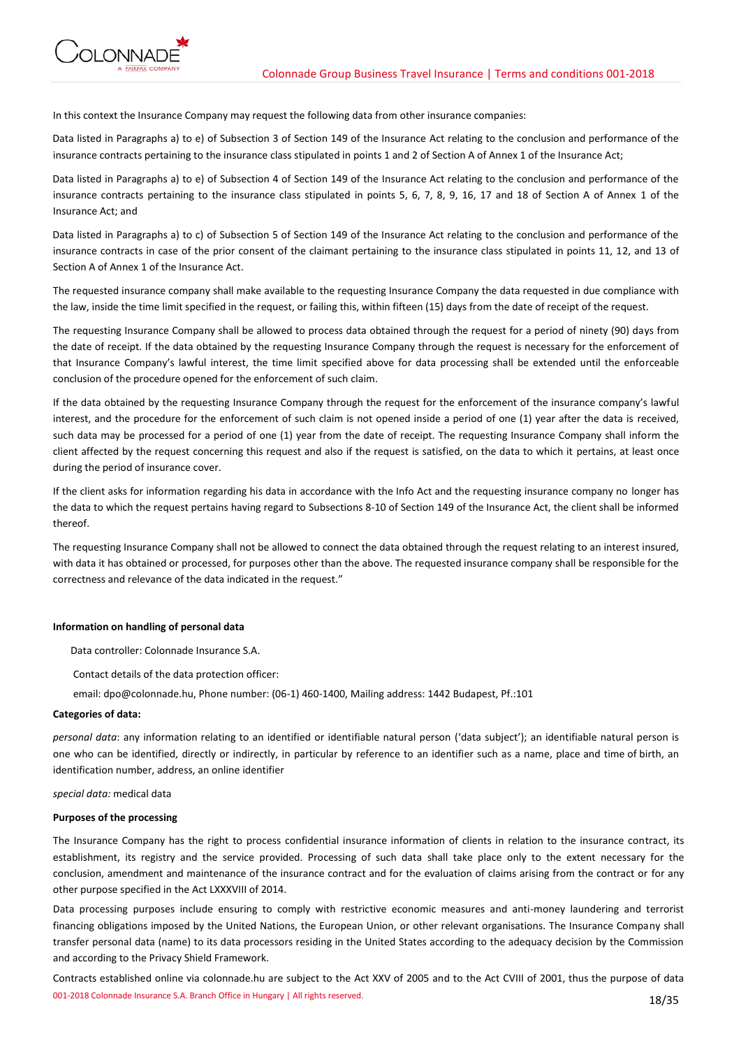In this context the Insurance Company may request the following data from other insurance companies:

Data listed in Paragraphs a) to e) of Subsection 3 of Section 149 of the Insurance Act relating to the conclusion and performance of the insurance contracts pertaining to the insurance class stipulated in points 1 and 2 of Section A of Annex 1 of the Insurance Act;

Data listed in Paragraphs a) to e) of Subsection 4 of Section 149 of the Insurance Act relating to the conclusion and performance of the insurance contracts pertaining to the insurance class stipulated in points 5, 6, 7, 8, 9, 16, 17 and 18 of Section A of Annex 1 of the Insurance Act; and

Data listed in Paragraphs a) to c) of Subsection 5 of Section 149 of the Insurance Act relating to the conclusion and performance of the insurance contracts in case of the prior consent of the claimant pertaining to the insurance class stipulated in points 11, 12, and 13 of Section A of Annex 1 of the Insurance Act.

The requested insurance company shall make available to the requesting Insurance Company the data requested in due compliance with the law, inside the time limit specified in the request, or failing this, within fifteen (15) days from the date of receipt of the request.

The requesting Insurance Company shall be allowed to process data obtained through the request for a period of ninety (90) days from the date of receipt. If the data obtained by the requesting Insurance Company through the request is necessary for the enforcement of that Insurance Company's lawful interest, the time limit specified above for data processing shall be extended until the enforceable conclusion of the procedure opened for the enforcement of such claim.

If the data obtained by the requesting Insurance Company through the request for the enforcement of the insurance company's lawful interest, and the procedure for the enforcement of such claim is not opened inside a period of one (1) year after the data is received, such data may be processed for a period of one (1) year from the date of receipt. The requesting Insurance Company shall inform the client affected by the request concerning this request and also if the request is satisfied, on the data to which it pertains, at least once during the period of insurance cover.

If the client asks for information regarding his data in accordance with the Info Act and the requesting insurance company no longer has the data to which the request pertains having regard to Subsections 8-10 of Section 149 of the Insurance Act, the client shall be informed thereof.

The requesting Insurance Company shall not be allowed to connect the data obtained through the request relating to an interest insured, with data it has obtained or processed, for purposes other than the above. The requested insurance company shall be responsible for the correctness and relevance of the data indicated in the request."

**Information on handling of personal data**

Data controller: Colonnade Insurance S.A.

Contact details of the data protection officer:

email: dpo@colonnade.hu, Phone number: (06-1) 460-1400, Mailing address: 1442 Budapest, Pf.:101

**Categories of data:**

*personal data*: any information relating to an identified or identifiable natural person ('data subject'); an identifiable natural person is one who can be identified, directly or indirectly, in particular by reference to an identifier such as a name, place and time of birth, an identification number, address, an online identifier

*special data:* medical data

**Purposes of the processing**

The Insurance Company has the right to process confidential insurance information of clients in relation to the insurance contract, its establishment, its registry and the service provided. Processing of such data shall take place only to the extent necessary for the conclusion, amendment and maintenance of the insurance contract and for the evaluation of claims arising from the contract or for any other purpose specified in the Act LXXXVIII of 2014.

Data processing purposes include ensuring to comply with restrictive economic measures and anti-money laundering and terrorist financing obligations imposed by the United Nations, the European Union, or other relevant organisations. The Insurance Company shall transfer personal data (name) to its data processors residing in the United States according to the adequacy decision by the Commission and according to the Privacy Shield Framework.

Contracts established online via colonnade.hu are subject to the Act XXV of 2005 and to the Act CVIII of 2001, thus the purpose of data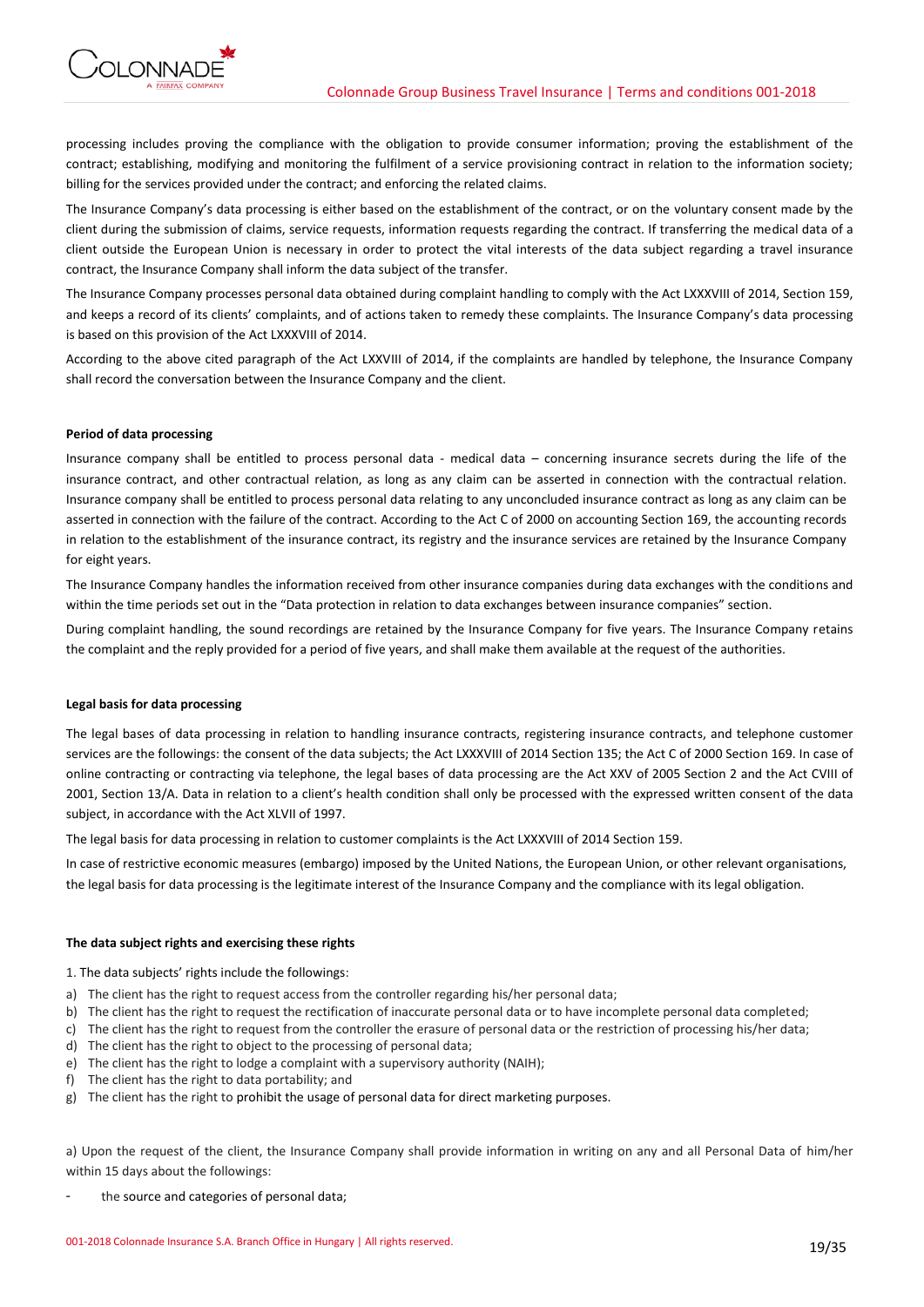processing includes proving the compliance with the obligation to provide consumer information; proving the establishment of the contract; establishing, modifying and monitoring the fulfilment of a service provisioning contract in relation to the information society; billing for the services provided under the contract; and enforcing the related claims.

The Insurance Company's data processing is either based on the establishment of the contract, or on the voluntary consent made by the client during the submission of claims, service requests, information requests regarding the contract. If transferring the medical data of a client outside the European Union is necessary in order to protect the vital interests of the data subject regarding a travel insurance contract, the Insurance Company shall inform the data subject of the transfer.

The Insurance Company processes personal data obtained during complaint handling to comply with the Act LXXXVIII of 2014, Section 159, and keeps a record of its clients' complaints, and of actions taken to remedy these complaints. The Insurance Company's data processing is based on this provision of the Act LXXXVIII of 2014.

According to the above cited paragraph of the Act LXXVIII of 2014, if the complaints are handled by telephone, the Insurance Company shall record the conversation between the Insurance Company and the client.

**Period of data processing**

Insurance company shall be entitled to process personal data - medical data – concerning insurance secrets during the life of the insurance contract, and other contractual relation, as long as any claim can be asserted in connection with the contractual relation. Insurance company shall be entitled to process personal data relating to any unconcluded insurance contract as long as any claim can be asserted in connection with the failure of the contract. According to the Act C of 2000 on accounting Section 169, the accounting records in relation to the establishment of the insurance contract, its registry and the insurance services are retained by the Insurance Company for eight years.

The Insurance Company handles the information received from other insurance companies during data exchanges with the conditions and within the time periods set out in the "Data protection in relation to data exchanges between insurance companies" section.

During complaint handling, the sound recordings are retained by the Insurance Company for five years. The Insurance Company retains the complaint and the reply provided for a period of five years, and shall make them available at the request of the authorities.

**Legal basis for data processing**

The legal bases of data processing in relation to handling insurance contracts, registering insurance contracts, and telephone customer services are the followings: the consent of the data subjects; the Act LXXXVIII of 2014 Section 135; the Act C of 2000 Section 169. In case of online contracting or contracting via telephone, the legal bases of data processing are the Act XXV of 2005 Section 2 and the Act CVIII of 2001, Section 13/A. Data in relation to a client's health condition shall only be processed with the expressed written consent of the data subject, in accordance with the Act XLVII of 1997.

The legal basis for data processing in relation to customer complaints is the Act LXXXVIII of 2014 Section 159.

In case of restrictive economic measures (embargo) imposed by the United Nations, the European Union, or other relevant organisations, the legal basis for data processing is the legitimate interest of the Insurance Company and the compliance with its legal obligation.

**The data subject rights and exercising these rights**

1. The data subjects' rights include the followings:

a) The client has the right to request access from the controller regarding his/her personal data;
b) The client has the right to request the rectification of inaccurate personal data or to have incomplete personal data completed;
c) The client has the right to request from the controller the erasure of personal data or the restriction of processing his/her data;
d) The client has the right to object to the processing of personal data;
e) The client has the right to lodge a complaint with a supervisory authority (NAIH);
f) The client has the right to data portability; and
g) The client has the right to prohibit the usage of personal data for direct marketing purposes.

a) Upon the request of the client, the Insurance Company shall provide information in writing on any and all Personal Data of him/her within 15 days about the followings:

- the source and categories of personal data;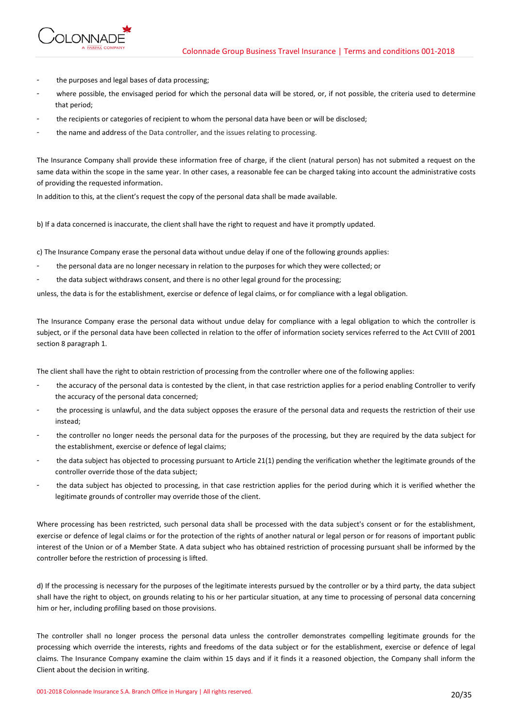- the purposes and legal bases of data processing;
- where possible, the envisaged period for which the personal data will be stored, or, if not possible, the criteria used to determine that period;
- the recipients or categories of recipient to whom the personal data have been or will be disclosed;
- the name and address of the Data controller, and the issues relating to processing.

The Insurance Company shall provide these information free of charge, if the client (natural person) has not submited a request on the same data within the scope in the same year. In other cases, a reasonable fee can be charged taking into account the administrative costs of providing the requested information.

In addition to this, at the client's request the copy of the personal data shall be made available.

b) If a data concerned is inaccurate, the client shall have the right to request and have it promptly updated.

c) The Insurance Company erase the personal data without undue delay if one of the following grounds applies:

- the personal data are no longer necessary in relation to the purposes for which they were collected; or
- the data subject withdraws consent, and there is no other legal ground for the processing;

unless, the data is for the establishment, exercise or defence of legal claims, or for compliance with a legal obligation.

The Insurance Company erase the personal data without undue delay for compliance with a legal obligation to which the controller is subject, or if the personal data have been collected in relation to the offer of information society services referred to the Act CVIII of 2001 section 8 paragraph 1.

The client shall have the right to obtain restriction of processing from the controller where one of the following applies:

- the accuracy of the personal data is contested by the client, in that case restriction applies for a period enabling Controller to verify the accuracy of the personal data concerned;
- the processing is unlawful, and the data subject opposes the erasure of the personal data and requests the restriction of their use instead;
- the controller no longer needs the personal data for the purposes of the processing, but they are required by the data subject for the establishment, exercise or defence of legal claims;
- the data subject has objected to processing pursuant to Article 21(1) pending the verification whether the legitimate grounds of the controller override those of the data subject;
- the data subject has objected to processing, in that case restriction applies for the period during which it is verified whether the legitimate grounds of controller may override those of the client.

Where processing has been restricted, such personal data shall be processed with the data subject's consent or for the establishment, exercise or defence of legal claims or for the protection of the rights of another natural or legal person or for reasons of important public interest of the Union or of a Member State. A data subject who has obtained restriction of processing pursuant shall be informed by the controller before the restriction of processing is lifted.

d) If the processing is necessary for the purposes of the legitimate interests pursued by the controller or by a third party, the data subject shall have the right to object, on grounds relating to his or her particular situation, at any time to processing of personal data concerning him or her, including profiling based on those provisions.

The controller shall no longer process the personal data unless the controller demonstrates compelling legitimate grounds for the processing which override the interests, rights and freedoms of the data subject or for the establishment, exercise or defence of legal claims. The Insurance Company examine the claim within 15 days and if it finds it a reasoned objection, the Company shall inform the Client about the decision in writing.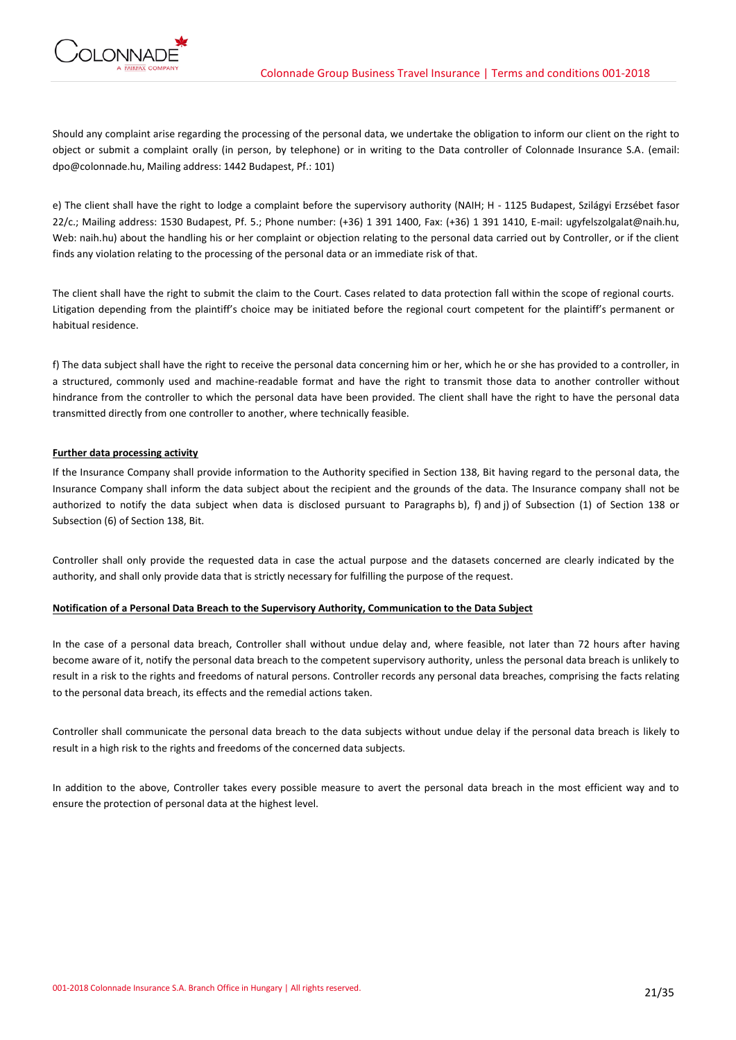Should any complaint arise regarding the processing of the personal data, we undertake the obligation to inform our client on the right to object or submit a complaint orally (in person, by telephone) or in writing to the Data controller of Colonnade Insurance S.A. (email: dpo@colonnade.hu, Mailing address: 1442 Budapest, Pf.: 101)

e) The client shall have the right to lodge a complaint before the supervisory authority (NAIH; H - 1125 Budapest, Szilágyi Erzsébet fasor 22/c.; Mailing address: 1530 Budapest, Pf. 5.; Phone number: (+36) 1 391 1400, Fax: (+36) 1 391 1410, E-mail: ugyfelszolgalat@naih.hu, Web: naih.hu) about the handling his or her complaint or objection relating to the personal data carried out by Controller, or if the client finds any violation relating to the processing of the personal data or an immediate risk of that.

The client shall have the right to submit the claim to the Court. Cases related to data protection fall within the scope of regional courts. Litigation depending from the plaintiff's choice may be initiated before the regional court competent for the plaintiff's permanent or habitual residence.

f) The data subject shall have the right to receive the personal data concerning him or her, which he or she has provided to a controller, in a structured, commonly used and machine-readable format and have the right to transmit those data to another controller without hindrance from the controller to which the personal data have been provided. The client shall have the right to have the personal data transmitted directly from one controller to another, where technically feasible.

**Further data processing activity**

If the Insurance Company shall provide information to the Authority specified in Section 138, Bit having regard to the personal data, the Insurance Company shall inform the data subject about the recipient and the grounds of the data. The Insurance company shall not be authorized to notify the data subject when data is disclosed pursuant to Paragraphs b), f) and j) of Subsection (1) of Section 138 or Subsection (6) of Section 138, Bit.

Controller shall only provide the requested data in case the actual purpose and the datasets concerned are clearly indicated by the authority, and shall only provide data that is strictly necessary for fulfilling the purpose of the request.

**Notification of a Personal Data Breach to the Supervisory Authority, Communication to the Data Subject**

In the case of a personal data breach, Controller shall without undue delay and, where feasible, not later than 72 hours after having become aware of it, notify the personal data breach to the competent supervisory authority, unless the personal data breach is unlikely to result in a risk to the rights and freedoms of natural persons. Controller records any personal data breaches, comprising the facts relating to the personal data breach, its effects and the remedial actions taken.

Controller shall communicate the personal data breach to the data subjects without undue delay if the personal data breach is likely to result in a high risk to the rights and freedoms of the concerned data subjects.

In addition to the above, Controller takes every possible measure to avert the personal data breach in the most efficient way and to ensure the protection of personal data at the highest level.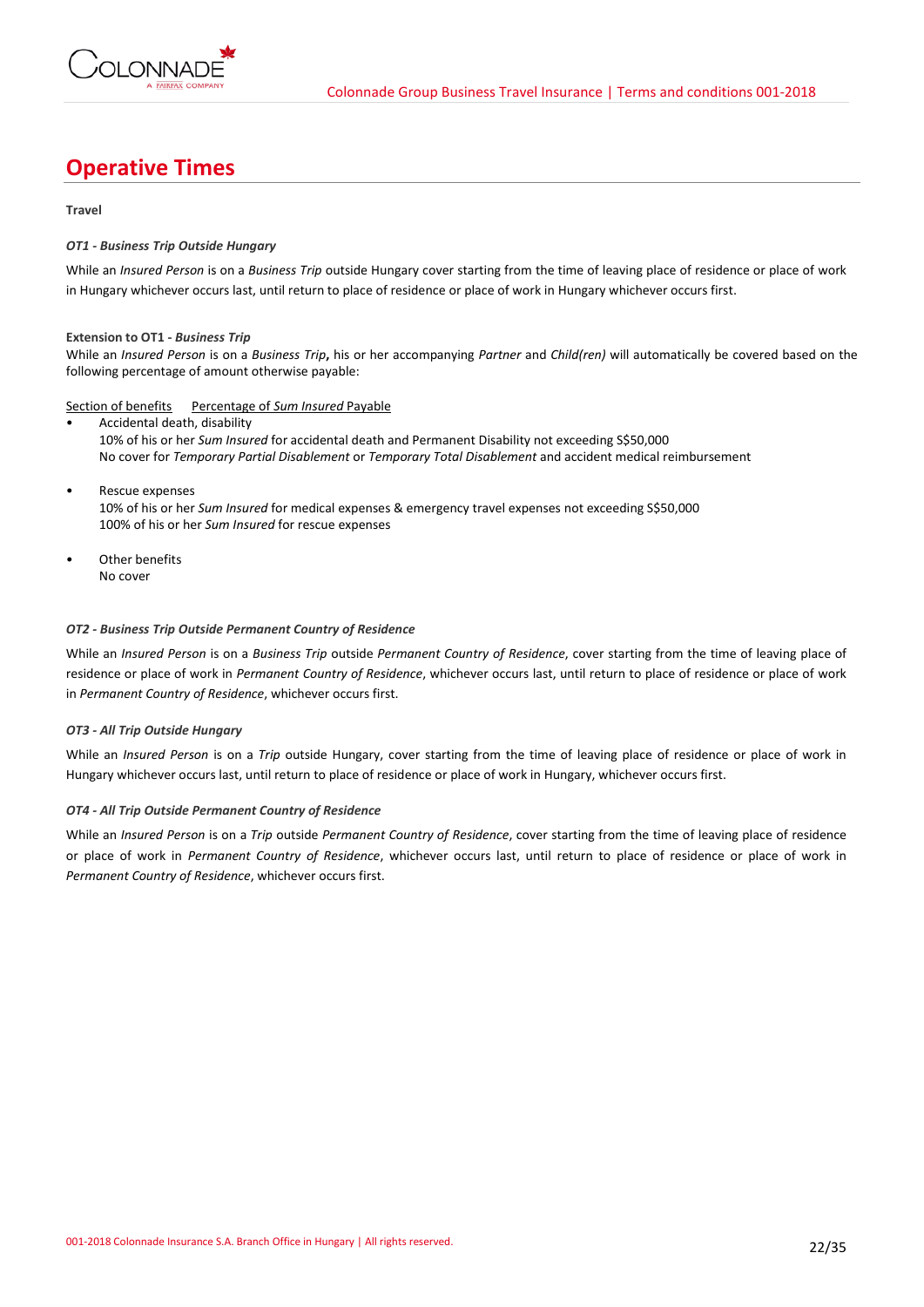# Operative Times

**Travel**

***OT1 - Business Trip Outside Hungary***

While an *Insured Person* is on a *Business Trip* outside Hungary cover starting from the time of leaving place of residence or place of work in Hungary whichever occurs last, until return to place of residence or place of work in Hungary whichever occurs first.

**Extension to OT1 - *Business Trip***

While an *Insured Person* is on a *Business Trip*, his or her accompanying *Partner* and *Child(ren)* will automatically be covered based on the following percentage of amount otherwise payable:

Section of benefits    Percentage of *Sum Insured* Payable

- Accidental death, disability
  10% of his or her *Sum Insured* for accidental death and Permanent Disability not exceeding S$50,000
  No cover for *Temporary Partial Disablement* or *Temporary Total Disablement* and accident medical reimbursement

- Rescue expenses
  10% of his or her *Sum Insured* for medical expenses & emergency travel expenses not exceeding S$50,000
  100% of his or her *Sum Insured* for rescue expenses

- Other benefits
  No cover

***OT2 - Business Trip Outside Permanent Country of Residence***

While an *Insured Person* is on a *Business Trip* outside *Permanent Country of Residence*, cover starting from the time of leaving place of residence or place of work in *Permanent Country of Residence*, whichever occurs last, until return to place of residence or place of work in *Permanent Country of Residence*, whichever occurs first.

***OT3 - All Trip Outside Hungary***

While an *Insured Person* is on a *Trip* outside Hungary, cover starting from the time of leaving place of residence or place of work in Hungary whichever occurs last, until return to place of residence or place of work in Hungary, whichever occurs first.

***OT4 - All Trip Outside Permanent Country of Residence***

While an *Insured Person* is on a *Trip* outside *Permanent Country of Residence*, cover starting from the time of leaving place of residence or place of work in *Permanent Country of Residence*, whichever occurs last, until return to place of residence or place of work in *Permanent Country of Residence*, whichever occurs first.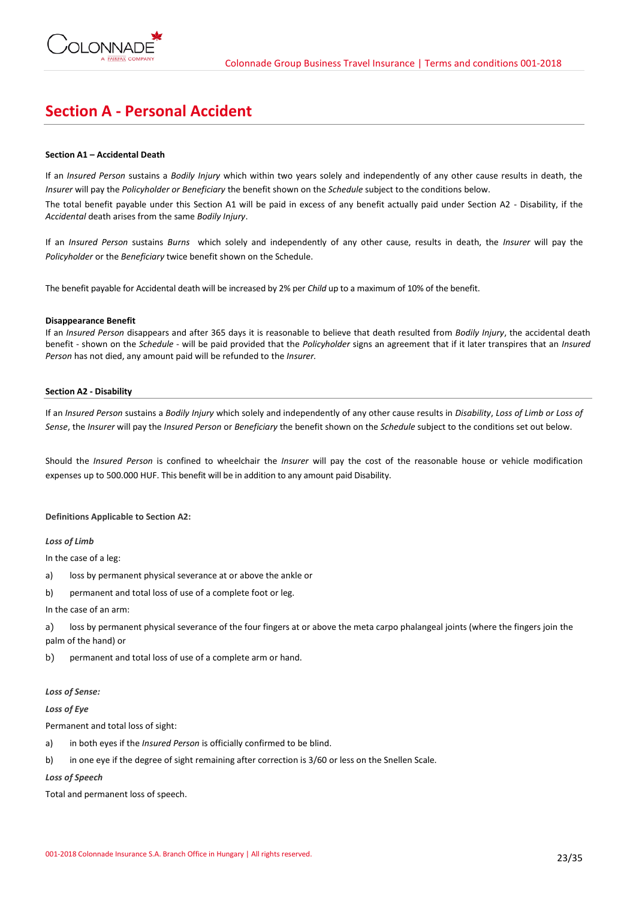# Section A - Personal Accident

**Section A1 – Accidental Death**

If an *Insured Person* sustains a *Bodily Injury* which within two years solely and independently of any other cause results in death, the *Insurer* will pay the *Policyholder or Beneficiary* the benefit shown on the *Schedule* subject to the conditions below.

The total benefit payable under this Section A1 will be paid in excess of any benefit actually paid under Section A2 - Disability, if the *Accidental* death arises from the same *Bodily Injury*.

If an *Insured Person* sustains *Burns* which solely and independently of any other cause, results in death, the *Insurer* will pay the *Policyholder* or the *Beneficiary* twice benefit shown on the Schedule.

The benefit payable for Accidental death will be increased by 2% per *Child* up to a maximum of 10% of the benefit.

**Disappearance Benefit**

If an *Insured Person* disappears and after 365 days it is reasonable to believe that death resulted from *Bodily Injury*, the accidental death benefit - shown on the *Schedule* - will be paid provided that the *Policyholder* signs an agreement that if it later transpires that an *Insured Person* has not died, any amount paid will be refunded to the *Insurer.*

**Section A2 - Disability**

If an *Insured Person* sustains a *Bodily Injury* which solely and independently of any other cause results in *Disability*, *Loss of Limb or Loss of Sense*, the *Insurer* will pay the *Insured Person* or *Beneficiary* the benefit shown on the *Schedule* subject to the conditions set out below.

Should the *Insured Person* is confined to wheelchair the *Insurer* will pay the cost of the reasonable house or vehicle modification expenses up to 500.000 HUF. This benefit will be in addition to any amount paid Disability.

**Definitions Applicable to Section A2:**

***Loss of Limb***

In the case of a leg:

a) loss by permanent physical severance at or above the ankle or

b) permanent and total loss of use of a complete foot or leg.

In the case of an arm:

a) loss by permanent physical severance of the four fingers at or above the meta carpo phalangeal joints (where the fingers join the palm of the hand) or

b) permanent and total loss of use of a complete arm or hand.

***Loss of Sense:***

***Loss of Eye***

Permanent and total loss of sight:

a) in both eyes if the *Insured Person* is officially confirmed to be blind.

b) in one eye if the degree of sight remaining after correction is 3/60 or less on the Snellen Scale.

***Loss of Speech***

Total and permanent loss of speech.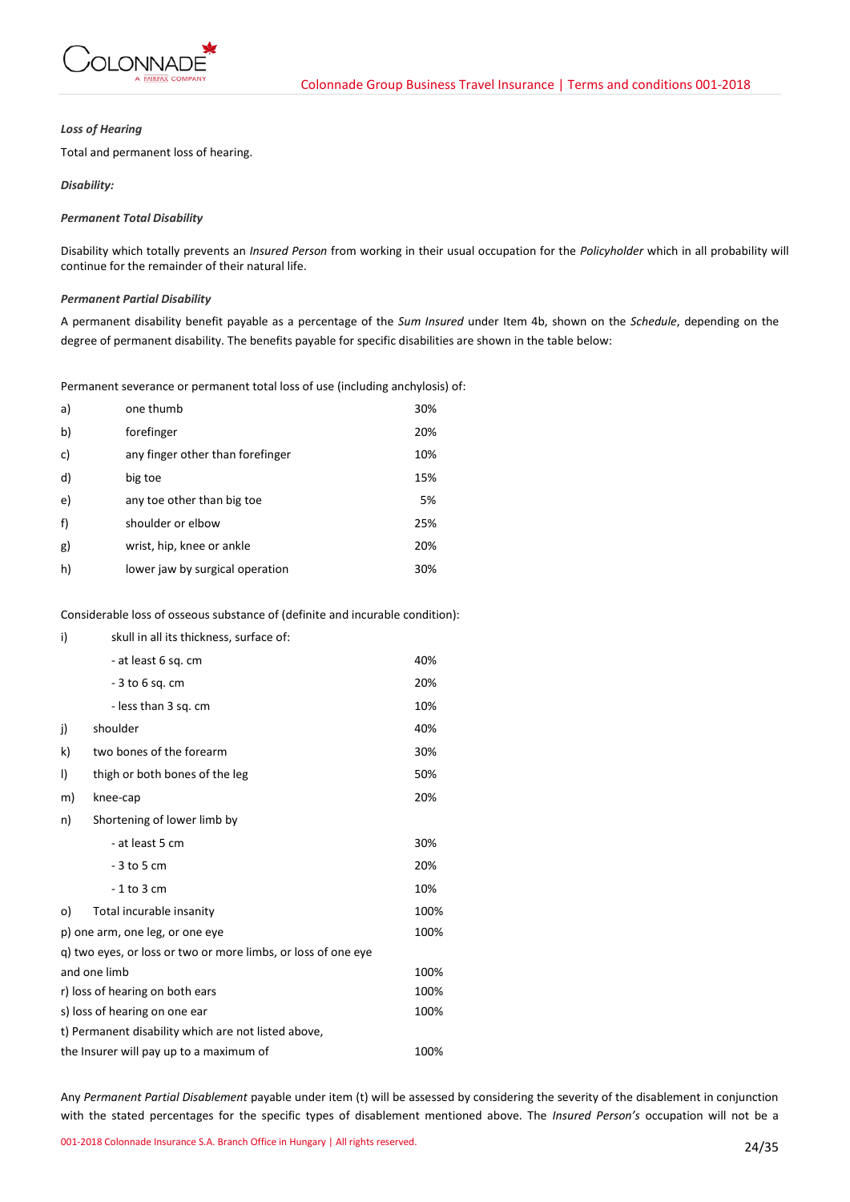*Loss of Hearing*

Total and permanent loss of hearing.

*Disability:*

*Permanent Total Disability*

Disability which totally prevents an *Insured Person* from working in their usual occupation for the *Policyholder* which in all probability will continue for the remainder of their natural life.

*Permanent Partial Disability*

A permanent disability benefit payable as a percentage of the *Sum Insured* under Item 4b, shown on the *Schedule*, depending on the degree of permanent disability. The benefits payable for specific disabilities are shown in the table below:

Permanent severance or permanent total loss of use (including anchylosis) of:

| | | |
|---|---|---|
| a) | one thumb | 30% |
| b) | forefinger | 20% |
| c) | any finger other than forefinger | 10% |
| d) | big toe | 15% |
| e) | any toe other than big toe | 5% |
| f) | shoulder or elbow | 25% |
| g) | wrist, hip, knee or ankle | 20% |
| h) | lower jaw by surgical operation | 30% |

Considerable loss of osseous substance of (definite and incurable condition):

| | | |
|---|---|---|
| i) | skull in all its thickness, surface of: | |
| | - at least 6 sq. cm | 40% |
| | - 3 to 6 sq. cm | 20% |
| | - less than 3 sq. cm | 10% |
| j) | shoulder | 40% |
| k) | two bones of the forearm | 30% |
| l) | thigh or both bones of the leg | 50% |
| m) | knee-cap | 20% |
| n) | Shortening of lower limb by | |
| | - at least 5 cm | 30% |
| | - 3 to 5 cm | 20% |
| | - 1 to 3 cm | 10% |
| o) | Total incurable insanity | 100% |
| p) | one arm, one leg, or one eye | 100% |
| q) | two eyes, or loss or two or more limbs, or loss of one eye and one limb | 100% |
| r) | loss of hearing on both ears | 100% |
| s) | loss of hearing on one ear | 100% |
| t) | Permanent disability which are not listed above, the Insurer will pay up to a maximum of | 100% |

Any *Permanent Partial Disablement* payable under item (t) will be assessed by considering the severity of the disablement in conjunction with the stated percentages for the specific types of disablement mentioned above. The *Insured Person's* occupation will not be a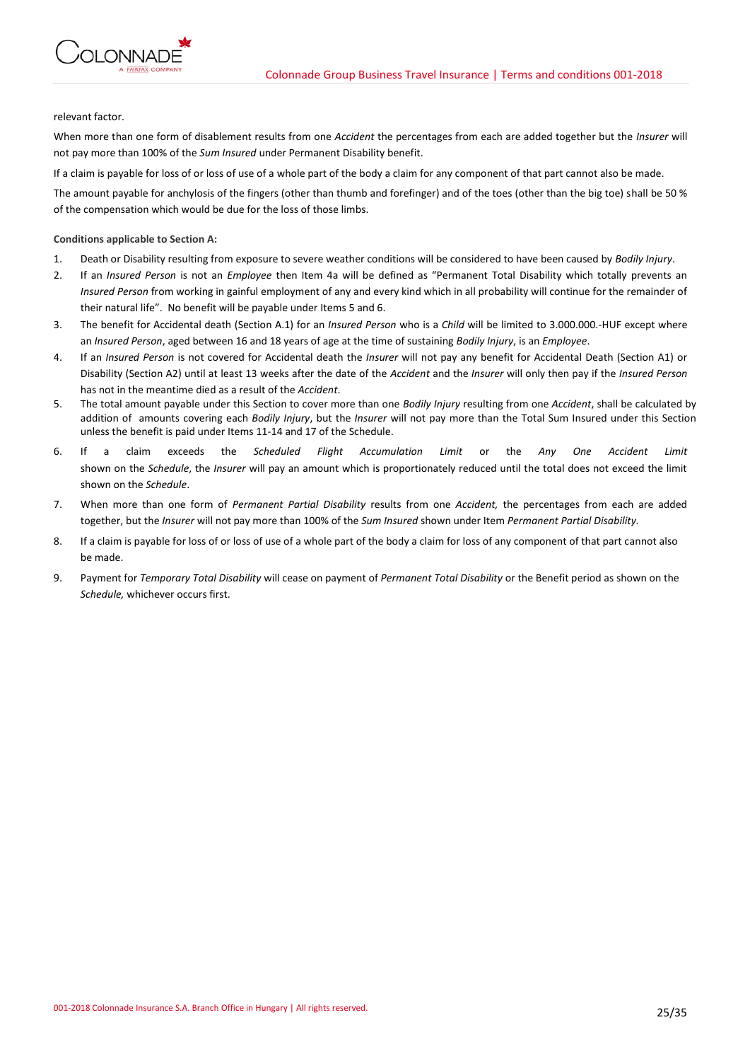relevant factor.

When more than one form of disablement results from one *Accident* the percentages from each are added together but the *Insurer* will not pay more than 100% of the *Sum Insured* under Permanent Disability benefit.

If a claim is payable for loss of or loss of use of a whole part of the body a claim for any component of that part cannot also be made.

The amount payable for anchylosis of the fingers (other than thumb and forefinger) and of the toes (other than the big toe) shall be 50 % of the compensation which would be due for the loss of those limbs.

**Conditions applicable to Section A:**

1. Death or Disability resulting from exposure to severe weather conditions will be considered to have been caused by *Bodily Injury*.
2. If an *Insured Person* is not an *Employee* then Item 4a will be defined as "Permanent Total Disability which totally prevents an *Insured Person* from working in gainful employment of any and every kind which in all probability will continue for the remainder of their natural life". No benefit will be payable under Items 5 and 6.
3. The benefit for Accidental death (Section A.1) for an *Insured Person* who is a *Child* will be limited to 3.000.000.-HUF except where an *Insured Person*, aged between 16 and 18 years of age at the time of sustaining *Bodily Injury*, is an *Employee*.
4. If an *Insured Person* is not covered for Accidental death the *Insurer* will not pay any benefit for Accidental Death (Section A1) or Disability (Section A2) until at least 13 weeks after the date of the *Accident* and the *Insurer* will only then pay if the *Insured Person* has not in the meantime died as a result of the *Accident*.
5. The total amount payable under this Section to cover more than one *Bodily Injury* resulting from one *Accident*, shall be calculated by addition of amounts covering each *Bodily Injury*, but the *Insurer* will not pay more than the Total Sum Insured under this Section unless the benefit is paid under Items 11-14 and 17 of the Schedule.
6. If a claim exceeds the *Scheduled Flight Accumulation Limit* or the *Any One Accident Limit* shown on the *Schedule*, the *Insurer* will pay an amount which is proportionately reduced until the total does not exceed the limit shown on the *Schedule*.
7. When more than one form of *Permanent Partial Disability* results from one *Accident,* the percentages from each are added together, but the *Insurer* will not pay more than 100% of the *Sum Insured* shown under Item *Permanent Partial Disability.*
8. If a claim is payable for loss of or loss of use of a whole part of the body a claim for loss of any component of that part cannot also be made.
9. Payment for *Temporary Total Disability* will cease on payment of *Permanent Total Disability* or the Benefit period as shown on the *Schedule,* whichever occurs first.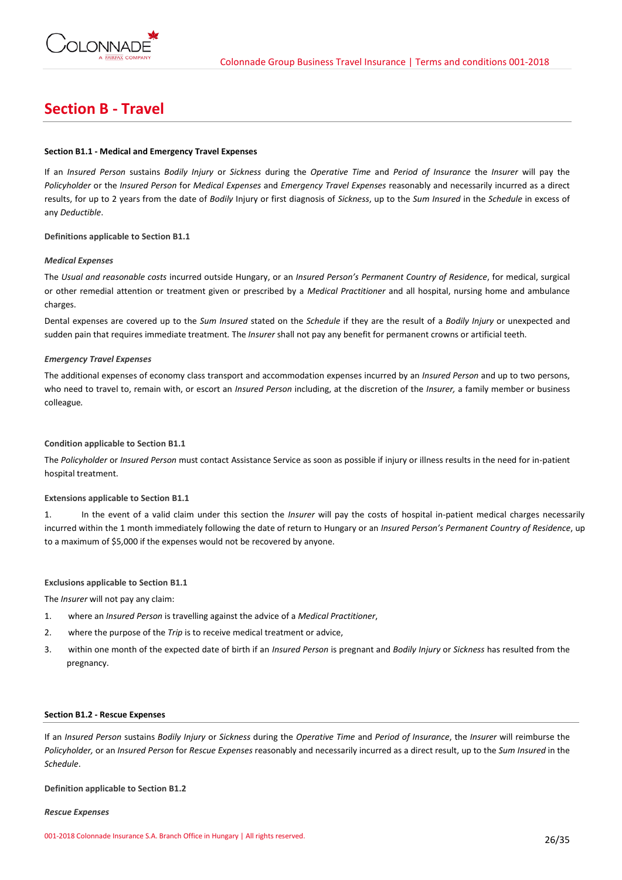# Section B - Travel

**Section B1.1 - Medical and Emergency Travel Expenses**

If an *Insured Person* sustains *Bodily Injury* or *Sickness* during the *Operative Time* and *Period of Insurance* the *Insurer* will pay the *Policyholder* or the *Insured Person* for *Medical Expenses* and *Emergency Travel Expenses* reasonably and necessarily incurred as a direct results, for up to 2 years from the date of *Bodily* Injury or first diagnosis of *Sickness*, up to the *Sum Insured* in the *Schedule* in excess of any *Deductible*.

**Definitions applicable to Section B1.1**

***Medical Expenses***

The *Usual and reasonable costs* incurred outside Hungary, or an *Insured Person's Permanent Country of Residence*, for medical, surgical or other remedial attention or treatment given or prescribed by a *Medical Practitioner* and all hospital, nursing home and ambulance charges.

Dental expenses are covered up to the *Sum Insured* stated on the *Schedule* if they are the result of a *Bodily Injury* or unexpected and sudden pain that requires immediate treatment. The *Insurer* shall not pay any benefit for permanent crowns or artificial teeth.

***Emergency Travel Expenses***

The additional expenses of economy class transport and accommodation expenses incurred by an *Insured Person* and up to two persons, who need to travel to, remain with, or escort an *Insured Person* including, at the discretion of the *Insurer,* a family member or business colleague*.*

**Condition applicable to Section B1.1**

The *Policyholder* or *Insured Person* must contact Assistance Service as soon as possible if injury or illness results in the need for in-patient hospital treatment.

**Extensions applicable to Section B1.1**

1. In the event of a valid claim under this section the *Insurer* will pay the costs of hospital in-patient medical charges necessarily incurred within the 1 month immediately following the date of return to Hungary or an *Insured Person's Permanent Country of Residence*, up to a maximum of $5,000 if the expenses would not be recovered by anyone.

**Exclusions applicable to Section B1.1**

The *Insurer* will not pay any claim:

1. where an *Insured Person* is travelling against the advice of a *Medical Practitioner*,
2. where the purpose of the *Trip* is to receive medical treatment or advice,
3. within one month of the expected date of birth if an *Insured Person* is pregnant and *Bodily Injury* or *Sickness* has resulted from the pregnancy.

**Section B1.2 - Rescue Expenses**

If an *Insured Person* sustains *Bodily Injury* or *Sickness* during the *Operative Time* and *Period of Insurance*, the *Insurer* will reimburse the *Policyholder,* or an *Insured Person* for *Rescue Expenses* reasonably and necessarily incurred as a direct result, up to the *Sum Insured* in the *Schedule*.

**Definition applicable to Section B1.2**

***Rescue Expenses***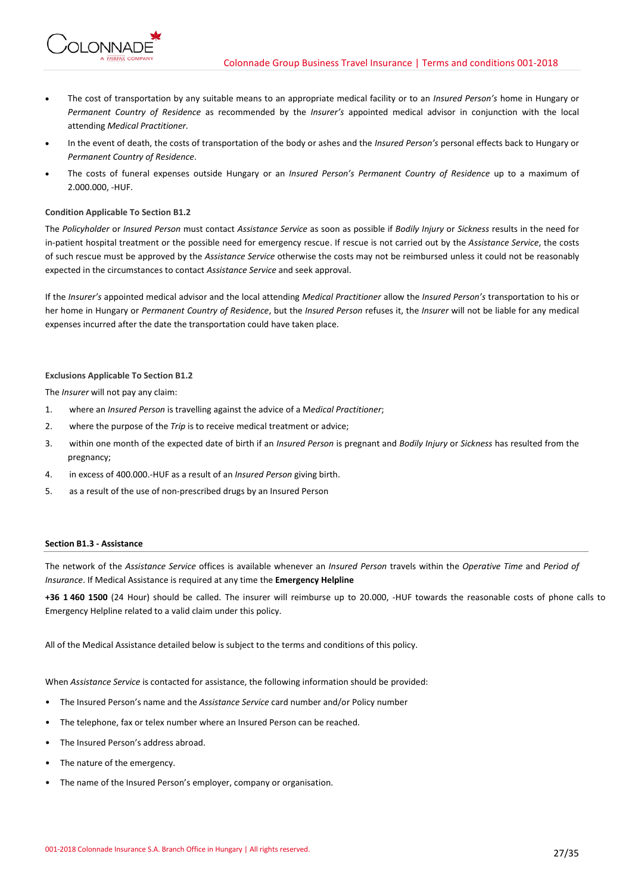- The cost of transportation by any suitable means to an appropriate medical facility or to an *Insured Person's* home in Hungary or *Permanent Country of Residence* as recommended by the *Insurer's* appointed medical advisor in conjunction with the local attending *Medical Practitioner.*
- In the event of death, the costs of transportation of the body or ashes and the *Insured Person's* personal effects back to Hungary or *Permanent Country of Residence*.
- The costs of funeral expenses outside Hungary or an *Insured Person's Permanent Country of Residence* up to a maximum of 2.000.000, -HUF.

**Condition Applicable To Section B1.2**

The *Policyholder* or *Insured Person* must contact *Assistance Service* as soon as possible if *Bodily Injury* or *Sickness* results in the need for in-patient hospital treatment or the possible need for emergency rescue. If rescue is not carried out by the *Assistance Service*, the costs of such rescue must be approved by the *Assistance Service* otherwise the costs may not be reimbursed unless it could not be reasonably expected in the circumstances to contact *Assistance Service* and seek approval.

If the *Insurer's* appointed medical advisor and the local attending *Medical Practitioner* allow the *Insured Person's* transportation to his or her home in Hungary or *Permanent Country of Residence*, but the *Insured Person* refuses it, the *Insurer* will not be liable for any medical expenses incurred after the date the transportation could have taken place.

**Exclusions Applicable To Section B1.2**

The *Insurer* will not pay any claim:

1. where an *Insured Person* is travelling against the advice of a M*edical Practitioner*;
2. where the purpose of the *Trip* is to receive medical treatment or advice;
3. within one month of the expected date of birth if an *Insured Person* is pregnant and *Bodily Injury* or *Sickness* has resulted from the pregnancy;
4. in excess of 400.000.-HUF as a result of an *Insured Person* giving birth.
5. as a result of the use of non-prescribed drugs by an Insured Person

**Section B1.3 - Assistance**

The network of the *Assistance Service* offices is available whenever an *Insured Person* travels within the *Operative Time* and *Period of Insurance*. If Medical Assistance is required at any time the **Emergency Helpline**

**+36 1 460 1500** (24 Hour) should be called. The insurer will reimburse up to 20.000, -HUF towards the reasonable costs of phone calls to Emergency Helpline related to a valid claim under this policy.

All of the Medical Assistance detailed below is subject to the terms and conditions of this policy.

When *Assistance Service* is contacted for assistance, the following information should be provided:

- The Insured Person's name and the *Assistance Service* card number and/or Policy number
- The telephone, fax or telex number where an Insured Person can be reached.
- The Insured Person's address abroad.
- The nature of the emergency.
- The name of the Insured Person's employer, company or organisation.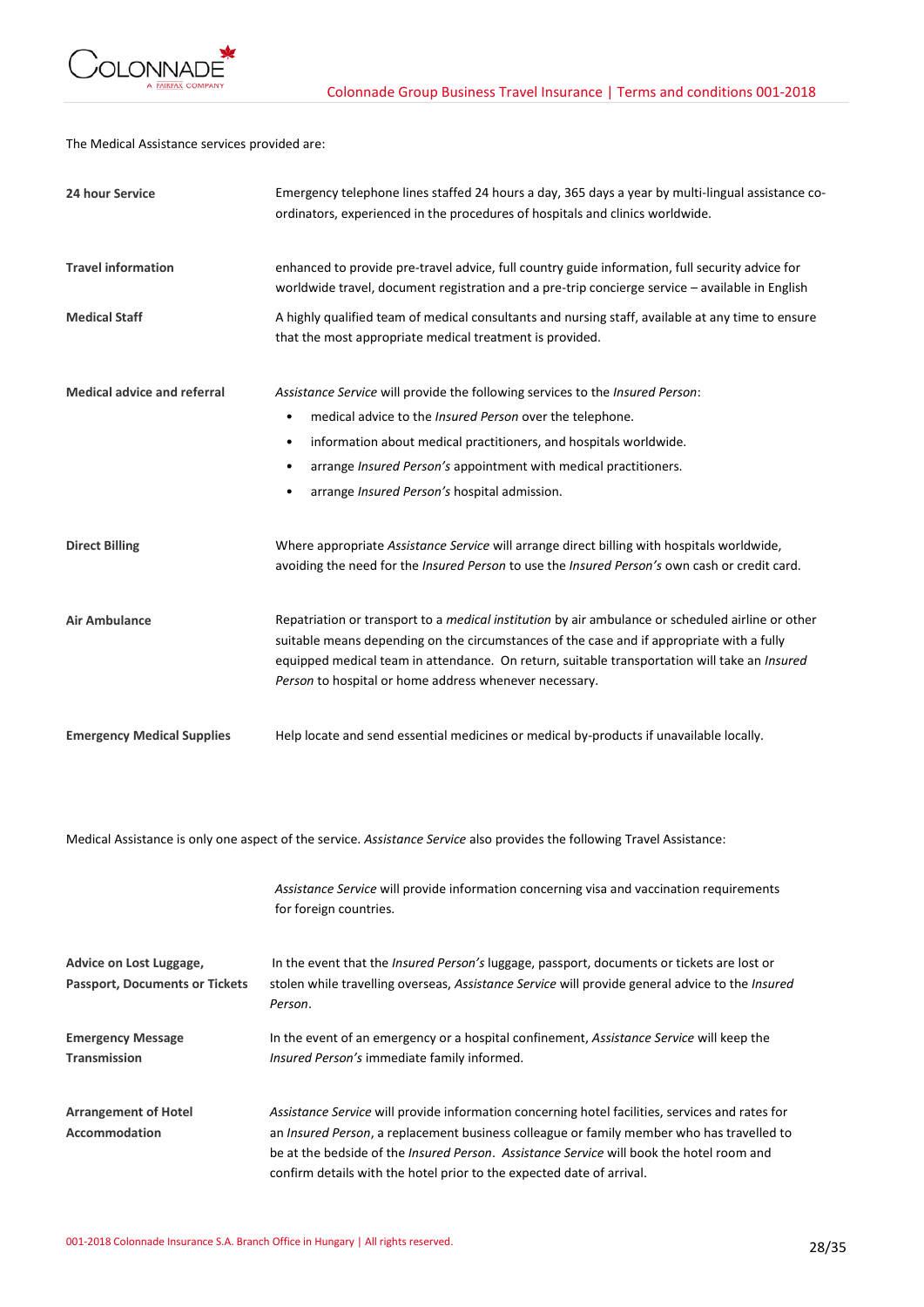The Medical Assistance services provided are:

| | |
|---|---|
| **24 hour Service** | Emergency telephone lines staffed 24 hours a day, 365 days a year by multi-lingual assistance co-ordinators, experienced in the procedures of hospitals and clinics worldwide. |
| **Travel information** | enhanced to provide pre-travel advice, full country guide information, full security advice for worldwide travel, document registration and a pre-trip concierge service – available in English |
| **Medical Staff** | A highly qualified team of medical consultants and nursing staff, available at any time to ensure that the most appropriate medical treatment is provided. |
| **Medical advice and referral** | *Assistance Service* will provide the following services to the *Insured Person*:<br>• medical advice to the *Insured Person* over the telephone.<br>• information about medical practitioners, and hospitals worldwide.<br>• arrange *Insured Person's* appointment with medical practitioners.<br>• arrange *Insured Person's* hospital admission. |
| **Direct Billing** | Where appropriate *Assistance Service* will arrange direct billing with hospitals worldwide, avoiding the need for the *Insured Person* to use the *Insured Person's* own cash or credit card. |
| **Air Ambulance** | Repatriation or transport to a *medical institution* by air ambulance or scheduled airline or other suitable means depending on the circumstances of the case and if appropriate with a fully equipped medical team in attendance. On return, suitable transportation will take an *Insured Person* to hospital or home address whenever necessary. |
| **Emergency Medical Supplies** | Help locate and send essential medicines or medical by-products if unavailable locally. |

Medical Assistance is only one aspect of the service. *Assistance Service* also provides the following Travel Assistance:

| | |
|---|---|
| | *Assistance Service* will provide information concerning visa and vaccination requirements for foreign countries. |
| **Advice on Lost Luggage, Passport, Documents or Tickets** | In the event that the *Insured Person's* luggage, passport, documents or tickets are lost or stolen while travelling overseas, *Assistance Service* will provide general advice to the *Insured Person*. |
| **Emergency Message Transmission** | In the event of an emergency or a hospital confinement, *Assistance Service* will keep the *Insured Person's* immediate family informed. |
| **Arrangement of Hotel Accommodation** | *Assistance Service* will provide information concerning hotel facilities, services and rates for an *Insured Person*, a replacement business colleague or family member who has travelled to be at the bedside of the *Insured Person*. *Assistance Service* will book the hotel room and confirm details with the hotel prior to the expected date of arrival. |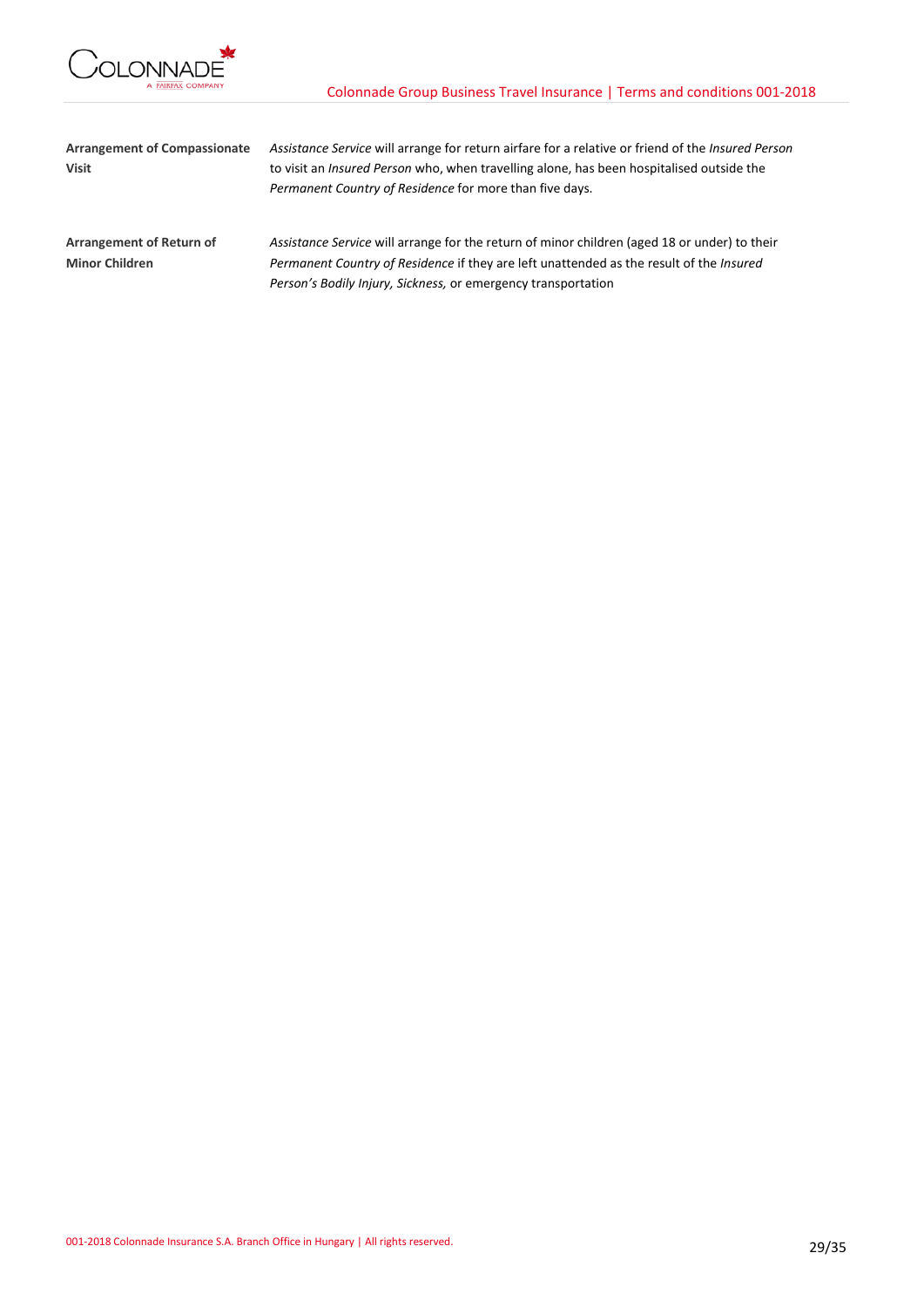| | |
|---|---|
| **Arrangement of Compassionate Visit** | *Assistance Service* will arrange for return airfare for a relative or friend of the *Insured Person* to visit an *Insured Person* who, when travelling alone, has been hospitalised outside the *Permanent Country of Residence* for more than five days. |
| **Arrangement of Return of Minor Children** | *Assistance Service* will arrange for the return of minor children (aged 18 or under) to their *Permanent Country of Residence* if they are left unattended as the result of the *Insured Person's Bodily Injury, Sickness,* or emergency transportation |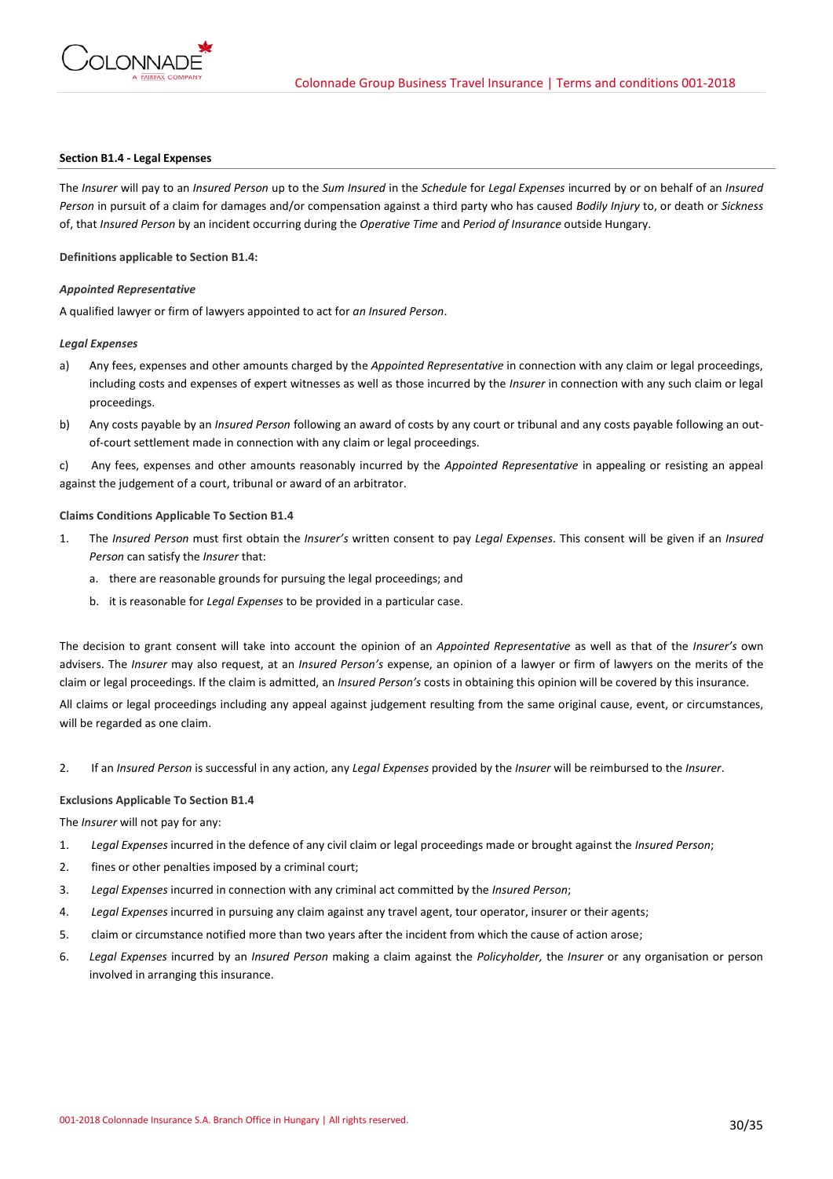**Section B1.4 - Legal Expenses**

The *Insurer* will pay to an *Insured Person* up to the *Sum Insured* in the *Schedule* for *Legal Expenses* incurred by or on behalf of an *Insured Person* in pursuit of a claim for damages and/or compensation against a third party who has caused *Bodily Injury* to, or death or *Sickness* of, that *Insured Person* by an incident occurring during the *Operative Time* and *Period of Insurance* outside Hungary.

**Definitions applicable to Section B1.4:**

***Appointed Representative***

A qualified lawyer or firm of lawyers appointed to act for *an Insured Person*.

***Legal Expenses***

a) Any fees, expenses and other amounts charged by the *Appointed Representative* in connection with any claim or legal proceedings, including costs and expenses of expert witnesses as well as those incurred by the *Insurer* in connection with any such claim or legal proceedings.

b) Any costs payable by an *Insured Person* following an award of costs by any court or tribunal and any costs payable following an out-of-court settlement made in connection with any claim or legal proceedings.

c) Any fees, expenses and other amounts reasonably incurred by the *Appointed Representative* in appealing or resisting an appeal against the judgement of a court, tribunal or award of an arbitrator.

**Claims Conditions Applicable To Section B1.4**

1. The *Insured Person* must first obtain the *Insurer's* written consent to pay *Legal Expenses*. This consent will be given if an *Insured Person* can satisfy the *Insurer* that:
   a. there are reasonable grounds for pursuing the legal proceedings; and
   b. it is reasonable for *Legal Expenses* to be provided in a particular case.

The decision to grant consent will take into account the opinion of an *Appointed Representative* as well as that of the *Insurer's* own advisers. The *Insurer* may also request, at an *Insured Person's* expense, an opinion of a lawyer or firm of lawyers on the merits of the claim or legal proceedings. If the claim is admitted, an *Insured Person's* costs in obtaining this opinion will be covered by this insurance.

All claims or legal proceedings including any appeal against judgement resulting from the same original cause, event, or circumstances, will be regarded as one claim.

2. If an *Insured Person* is successful in any action, any *Legal Expenses* provided by the *Insurer* will be reimbursed to the *Insurer*.

**Exclusions Applicable To Section B1.4**

The *Insurer* will not pay for any:

1. *Legal Expenses* incurred in the defence of any civil claim or legal proceedings made or brought against the *Insured Person*;
2. fines or other penalties imposed by a criminal court;
3. *Legal Expenses* incurred in connection with any criminal act committed by the *Insured Person*;
4. *Legal Expenses* incurred in pursuing any claim against any travel agent, tour operator, insurer or their agents;
5. claim or circumstance notified more than two years after the incident from which the cause of action arose;
6. *Legal Expenses* incurred by an *Insured Person* making a claim against the *Policyholder,* the *Insurer* or any organisation or person involved in arranging this insurance.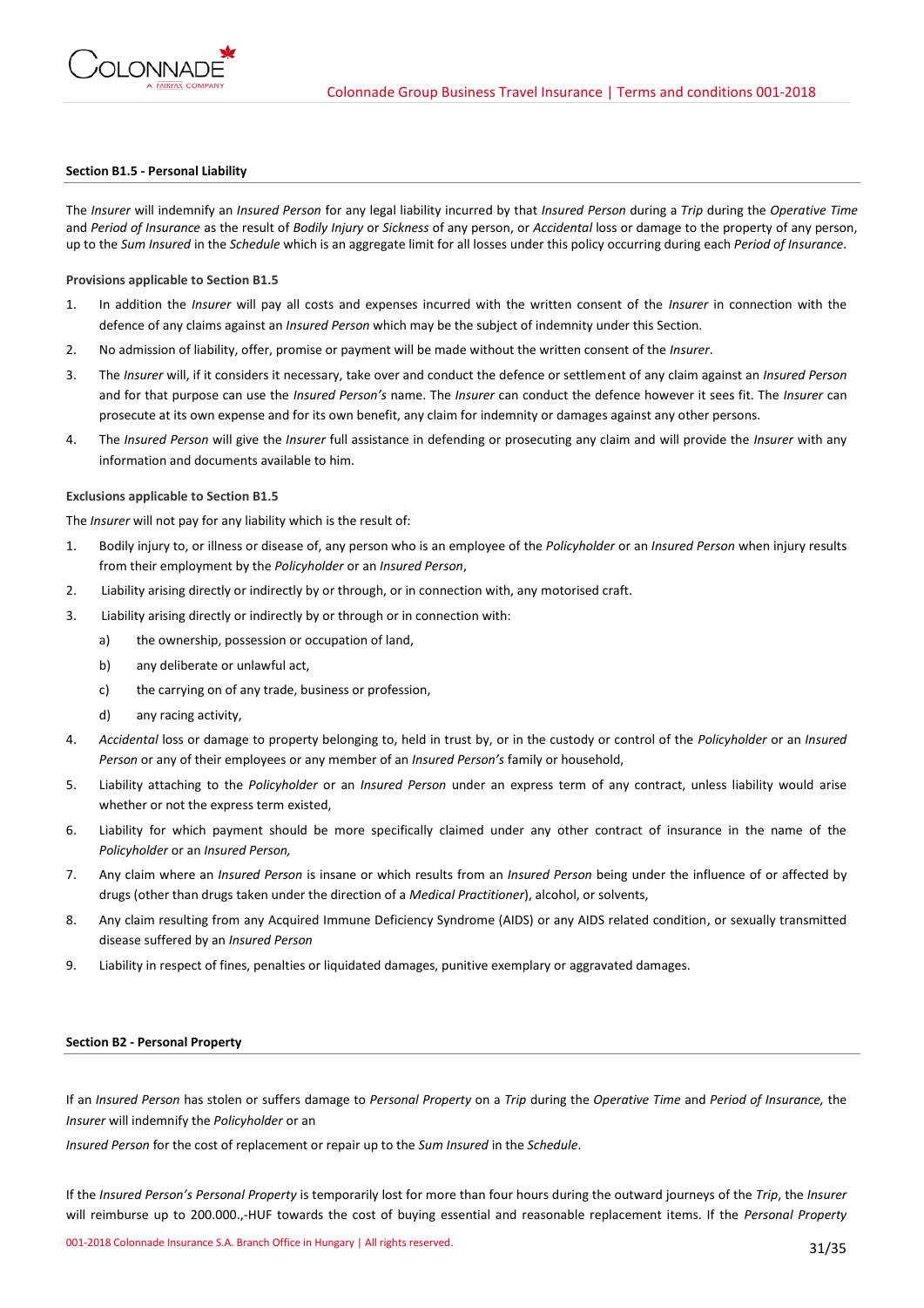**Section B1.5 - Personal Liability**

The *Insurer* will indemnify an *Insured Person* for any legal liability incurred by that *Insured Person* during a *Trip* during the *Operative Time* and *Period of Insurance* as the result of *Bodily Injury* or *Sickness* of any person, or *Accidental* loss or damage to the property of any person, up to the *Sum Insured* in the *Schedule* which is an aggregate limit for all losses under this policy occurring during each *Period of Insurance*.

**Provisions applicable to Section B1.5**

1. In addition the *Insurer* will pay all costs and expenses incurred with the written consent of the *Insurer* in connection with the defence of any claims against an *Insured Person* which may be the subject of indemnity under this Section.
2. No admission of liability, offer, promise or payment will be made without the written consent of the *Insurer*.
3. The *Insurer* will, if it considers it necessary, take over and conduct the defence or settlement of any claim against an *Insured Person* and for that purpose can use the *Insured Person's* name. The *Insurer* can conduct the defence however it sees fit. The *Insurer* can prosecute at its own expense and for its own benefit, any claim for indemnity or damages against any other persons.
4. The *Insured Person* will give the *Insurer* full assistance in defending or prosecuting any claim and will provide the *Insurer* with any information and documents available to him.

**Exclusions applicable to Section B1.5**

The *Insurer* will not pay for any liability which is the result of:

1. Bodily injury to, or illness or disease of, any person who is an employee of the *Policyholder* or an *Insured Person* when injury results from their employment by the *Policyholder* or an *Insured Person*,
2. Liability arising directly or indirectly by or through, or in connection with, any motorised craft.
3. Liability arising directly or indirectly by or through or in connection with:
   a) the ownership, possession or occupation of land,
   b) any deliberate or unlawful act,
   c) the carrying on of any trade, business or profession,
   d) any racing activity,
4. *Accidental* loss or damage to property belonging to, held in trust by, or in the custody or control of the *Policyholder* or an *Insured Person* or any of their employees or any member of an *Insured Person's* family or household,
5. Liability attaching to the *Policyholder* or an *Insured Person* under an express term of any contract, unless liability would arise whether or not the express term existed,
6. Liability for which payment should be more specifically claimed under any other contract of insurance in the name of the *Policyholder* or an *Insured Person,*
7. Any claim where an *Insured Person* is insane or which results from an *Insured Person* being under the influence of or affected by drugs (other than drugs taken under the direction of a *Medical Practitioner*), alcohol, or solvents,
8. Any claim resulting from any Acquired Immune Deficiency Syndrome (AIDS) or any AIDS related condition, or sexually transmitted disease suffered by an *Insured Person*
9. Liability in respect of fines, penalties or liquidated damages, punitive exemplary or aggravated damages.

**Section B2 - Personal Property**

If an *Insured Person* has stolen or suffers damage to *Personal Property* on a *Trip* during the *Operative Time* and *Period of Insurance,* the *Insurer* will indemnify the *Policyholder* or an

*Insured Person* for the cost of replacement or repair up to the *Sum Insured* in the *Schedule*.

If the *Insured Person's Personal Property* is temporarily lost for more than four hours during the outward journeys of the *Trip*, the *Insurer* will reimburse up to 200.000.,-HUF towards the cost of buying essential and reasonable replacement items. If the *Personal Property*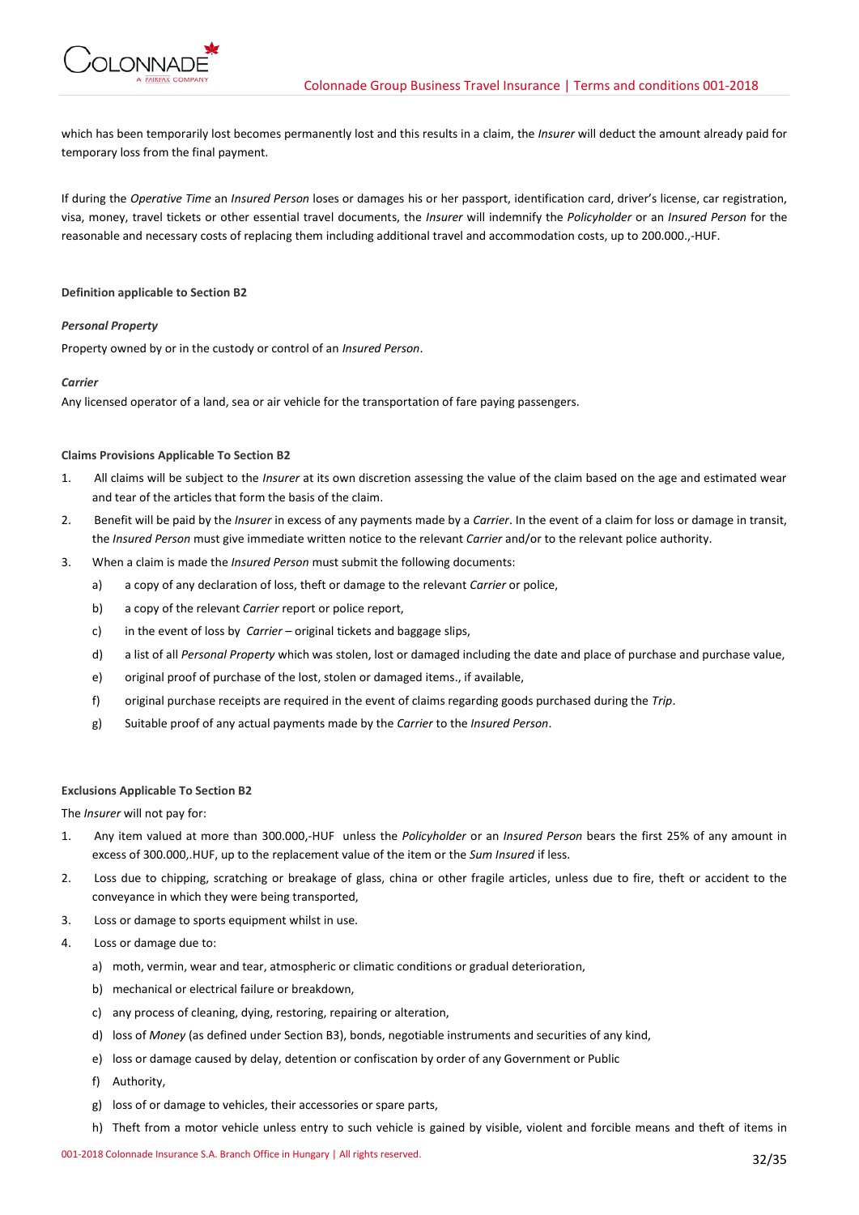which has been temporarily lost becomes permanently lost and this results in a claim, the *Insurer* will deduct the amount already paid for temporary loss from the final payment.

If during the *Operative Time* an *Insured Person* loses or damages his or her passport, identification card, driver's license, car registration, visa, money, travel tickets or other essential travel documents, the *Insurer* will indemnify the *Policyholder* or an *Insured Person* for the reasonable and necessary costs of replacing them including additional travel and accommodation costs, up to 200.000.,-HUF.

**Definition applicable to Section B2**

***Personal Property***

Property owned by or in the custody or control of an *Insured Person*.

***Carrier***

Any licensed operator of a land, sea or air vehicle for the transportation of fare paying passengers.

**Claims Provisions Applicable To Section B2**

1. All claims will be subject to the *Insurer* at its own discretion assessing the value of the claim based on the age and estimated wear and tear of the articles that form the basis of the claim.
2. Benefit will be paid by the *Insurer* in excess of any payments made by a *Carrier*. In the event of a claim for loss or damage in transit, the *Insured Person* must give immediate written notice to the relevant *Carrier* and/or to the relevant police authority.
3. When a claim is made the *Insured Person* must submit the following documents:
   a) a copy of any declaration of loss, theft or damage to the relevant *Carrier* or police,
   b) a copy of the relevant *Carrier* report or police report,
   c) in the event of loss by *Carrier* – original tickets and baggage slips,
   d) a list of all *Personal Property* which was stolen, lost or damaged including the date and place of purchase and purchase value,
   e) original proof of purchase of the lost, stolen or damaged items., if available,
   f) original purchase receipts are required in the event of claims regarding goods purchased during the *Trip*.
   g) Suitable proof of any actual payments made by the *Carrier* to the *Insured Person*.

**Exclusions Applicable To Section B2**

The *Insurer* will not pay for:

1. Any item valued at more than 300.000,-HUF unless the *Policyholder* or an *Insured Person* bears the first 25% of any amount in excess of 300.000,.HUF, up to the replacement value of the item or the *Sum Insured* if less.
2. Loss due to chipping, scratching or breakage of glass, china or other fragile articles, unless due to fire, theft or accident to the conveyance in which they were being transported,
3. Loss or damage to sports equipment whilst in use.
4. Loss or damage due to:
   a) moth, vermin, wear and tear, atmospheric or climatic conditions or gradual deterioration,
   b) mechanical or electrical failure or breakdown,
   c) any process of cleaning, dying, restoring, repairing or alteration,
   d) loss of *Money* (as defined under Section B3), bonds, negotiable instruments and securities of any kind,
   e) loss or damage caused by delay, detention or confiscation by order of any Government or Public
   f) Authority,
   g) loss of or damage to vehicles, their accessories or spare parts,
   h) Theft from a motor vehicle unless entry to such vehicle is gained by visible, violent and forcible means and theft of items in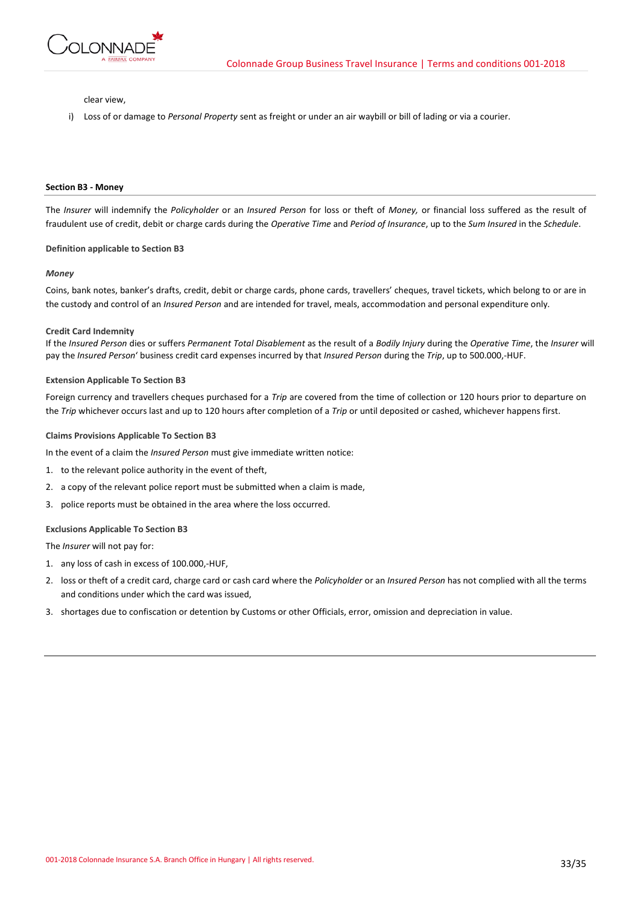clear view,

i) Loss of or damage to *Personal Property* sent as freight or under an air waybill or bill of lading or via a courier.

#### Section B3 - Money

The *Insurer* will indemnify the *Policyholder* or an *Insured Person* for loss or theft of *Money,* or financial loss suffered as the result of fraudulent use of credit, debit or charge cards during the *Operative Time* and *Period of Insurance*, up to the *Sum Insured* in the *Schedule*.

**Definition applicable to Section B3**

***Money***

Coins, bank notes, banker's drafts, credit, debit or charge cards, phone cards, travellers' cheques, travel tickets, which belong to or are in the custody and control of an *Insured Person* and are intended for travel, meals, accommodation and personal expenditure only.

**Credit Card Indemnity**

If the *Insured Person* dies or suffers *Permanent Total Disablement* as the result of a *Bodily Injury* during the *Operative Time*, the *Insurer* will pay the *Insured Person*' business credit card expenses incurred by that *Insured Person* during the *Trip*, up to 500.000,-HUF.

**Extension Applicable To Section B3**

Foreign currency and travellers cheques purchased for a *Trip* are covered from the time of collection or 120 hours prior to departure on the *Trip* whichever occurs last and up to 120 hours after completion of a *Trip* or until deposited or cashed, whichever happens first.

**Claims Provisions Applicable To Section B3**

In the event of a claim the *Insured Person* must give immediate written notice:

1. to the relevant police authority in the event of theft,
2. a copy of the relevant police report must be submitted when a claim is made,
3. police reports must be obtained in the area where the loss occurred.

**Exclusions Applicable To Section B3**

The *Insurer* will not pay for:

1. any loss of cash in excess of 100.000,-HUF,
2. loss or theft of a credit card, charge card or cash card where the *Policyholder* or an *Insured Person* has not complied with all the terms and conditions under which the card was issued,
3. shortages due to confiscation or detention by Customs or other Officials, error, omission and depreciation in value.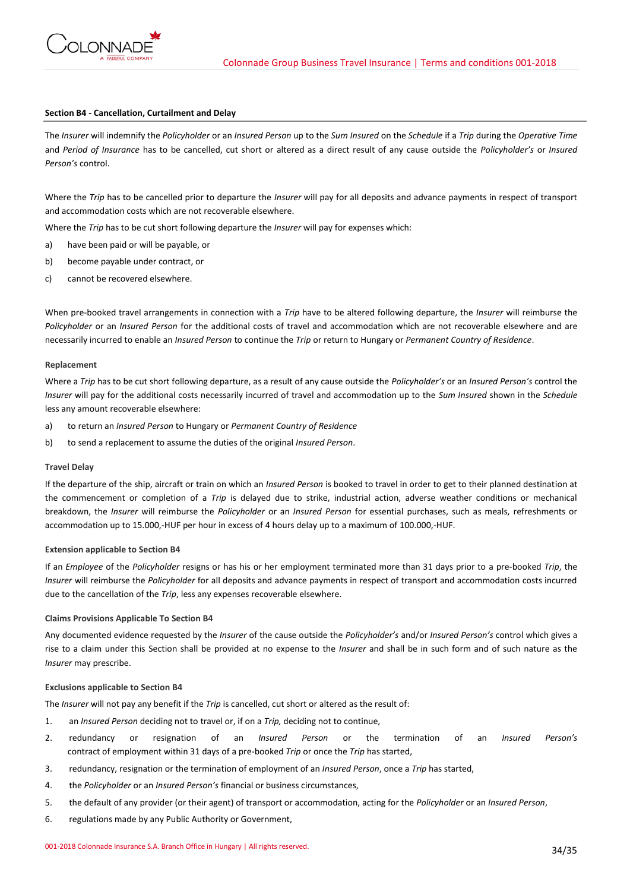## Section B4 - Cancellation, Curtailment and Delay

The *Insurer* will indemnify the *Policyholder* or an *Insured Person* up to the *Sum Insured* on the *Schedule* if a *Trip* during the *Operative Time* and *Period of Insurance* has to be cancelled, cut short or altered as a direct result of any cause outside the *Policyholder's* or *Insured Person's* control.

Where the *Trip* has to be cancelled prior to departure the *Insurer* will pay for all deposits and advance payments in respect of transport and accommodation costs which are not recoverable elsewhere.

Where the *Trip* has to be cut short following departure the *Insurer* will pay for expenses which:

a) have been paid or will be payable, or
b) become payable under contract, or
c) cannot be recovered elsewhere.

When pre-booked travel arrangements in connection with a *Trip* have to be altered following departure, the *Insurer* will reimburse the *Policyholder* or an *Insured Person* for the additional costs of travel and accommodation which are not recoverable elsewhere and are necessarily incurred to enable an *Insured Person* to continue the *Trip* or return to Hungary or *Permanent Country of Residence*.

### Replacement

Where a *Trip* has to be cut short following departure, as a result of any cause outside the *Policyholder's* or an *Insured Person's* control the *Insurer* will pay for the additional costs necessarily incurred of travel and accommodation up to the *Sum Insured* shown in the *Schedule* less any amount recoverable elsewhere:

a) to return an *Insured Person* to Hungary or *Permanent Country of Residence*
b) to send a replacement to assume the duties of the original *Insured Person*.

### Travel Delay

If the departure of the ship, aircraft or train on which an *Insured Person* is booked to travel in order to get to their planned destination at the commencement or completion of a *Trip* is delayed due to strike, industrial action, adverse weather conditions or mechanical breakdown, the *Insurer* will reimburse the *Policyholder* or an *Insured Person* for essential purchases, such as meals, refreshments or accommodation up to 15.000,-HUF per hour in excess of 4 hours delay up to a maximum of 100.000,-HUF.

### Extension applicable to Section B4

If an *Employee* of the *Policyholder* resigns or has his or her employment terminated more than 31 days prior to a pre-booked *Trip*, the *Insurer* will reimburse the *Policyholder* for all deposits and advance payments in respect of transport and accommodation costs incurred due to the cancellation of the *Trip*, less any expenses recoverable elsewhere.

### Claims Provisions Applicable To Section B4

Any documented evidence requested by the *Insurer* of the cause outside the *Policyholder's* and/or *Insured Person's* control which gives a rise to a claim under this Section shall be provided at no expense to the *Insurer* and shall be in such form and of such nature as the *Insurer* may prescribe.

### Exclusions applicable to Section B4

The *Insurer* will not pay any benefit if the *Trip* is cancelled, cut short or altered as the result of:

1. an *Insured Person* deciding not to travel or, if on a *Trip,* deciding not to continue,
2. redundancy or resignation of an *Insured Person* or the termination of an *Insured Person's* contract of employment within 31 days of a pre-booked *Trip* or once the *Trip* has started,
3. redundancy, resignation or the termination of employment of an *Insured Person*, once a *Trip* has started,
4. the *Policyholder* or an *Insured Person's* financial or business circumstances,
5. the default of any provider (or their agent) of transport or accommodation, acting for the *Policyholder* or an *Insured Person*,
6. regulations made by any Public Authority or Government,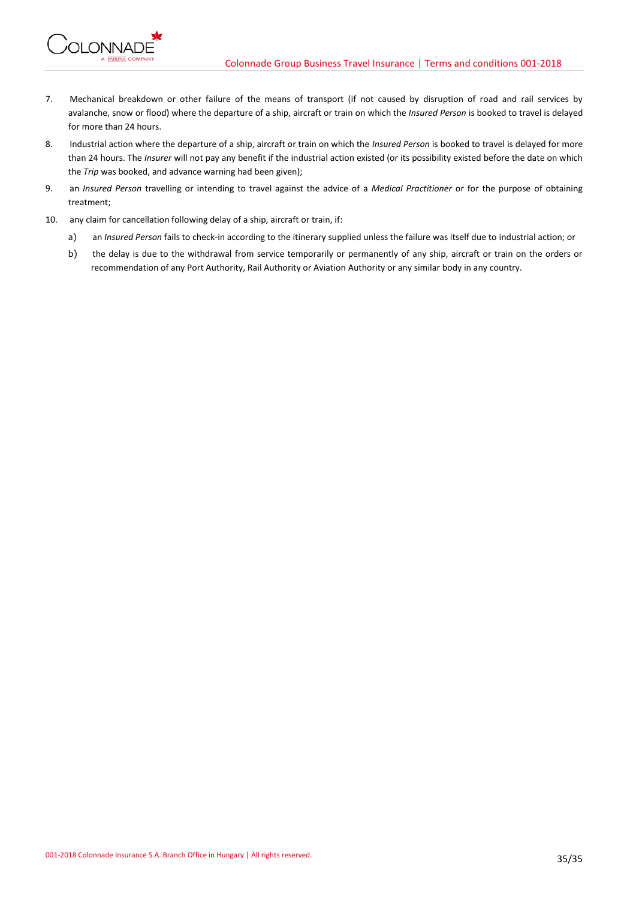7. Mechanical breakdown or other failure of the means of transport (if not caused by disruption of road and rail services by avalanche, snow or flood) where the departure of a ship, aircraft or train on which the *Insured Person* is booked to travel is delayed for more than 24 hours.
8. Industrial action where the departure of a ship, aircraft or train on which the *Insured Person* is booked to travel is delayed for more than 24 hours. The *Insurer* will not pay any benefit if the industrial action existed (or its possibility existed before the date on which the *Trip* was booked, and advance warning had been given);
9. an *Insured Person* travelling or intending to travel against the advice of a *Medical Practitioner* or for the purpose of obtaining treatment;
10. any claim for cancellation following delay of a ship, aircraft or train, if:
    a) an *Insured Person* fails to check-in according to the itinerary supplied unless the failure was itself due to industrial action; or
    b) the delay is due to the withdrawal from service temporarily or permanently of any ship, aircraft or train on the orders or recommendation of any Port Authority, Rail Authority or Aviation Authority or any similar body in any country.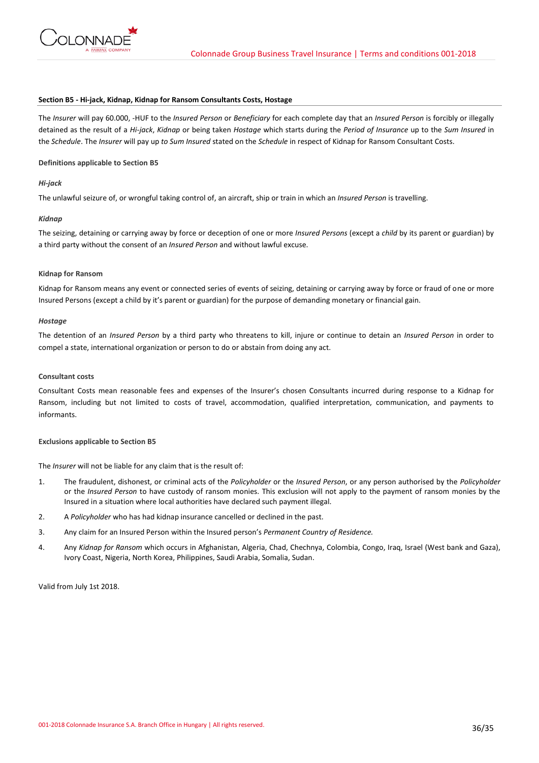### Section B5 - Hi-jack, Kidnap, Kidnap for Ransom Consultants Costs, Hostage

The *Insurer* will pay 60.000, -HUF to the *Insured Person* or *Beneficiary* for each complete day that an *Insured Person* is forcibly or illegally detained as the result of a *Hi-jack*, *Kidnap* or being taken *Hostage* which starts during the *Period of Insurance* up to the *Sum Insured* in the *Schedule*. The *Insurer* will pay up *to Sum Insured* stated on the *Schedule* in respect of Kidnap for Ransom Consultant Costs.

**Definitions applicable to Section B5**

***Hi-jack***

The unlawful seizure of, or wrongful taking control of, an aircraft, ship or train in which an *Insured Person* is travelling.

***Kidnap***

The seizing, detaining or carrying away by force or deception of one or more *Insured Persons* (except a *child* by its parent or guardian) by a third party without the consent of an *Insured Person* and without lawful excuse.

**Kidnap for Ransom**

Kidnap for Ransom means any event or connected series of events of seizing, detaining or carrying away by force or fraud of one or more Insured Persons (except a child by it's parent or guardian) for the purpose of demanding monetary or financial gain.

***Hostage***

The detention of an *Insured Person* by a third party who threatens to kill, injure or continue to detain an *Insured Person* in order to compel a state, international organization or person to do or abstain from doing any act.

**Consultant costs**

Consultant Costs mean reasonable fees and expenses of the Insurer's chosen Consultants incurred during response to a Kidnap for Ransom, including but not limited to costs of travel, accommodation, qualified interpretation, communication, and payments to informants.

**Exclusions applicable to Section B5**

The *Insurer* will not be liable for any claim that is the result of:

1. The fraudulent, dishonest, or criminal acts of the *Policyholder* or the *Insured Person*, or any person authorised by the *Policyholder* or the *Insured Person* to have custody of ransom monies. This exclusion will not apply to the payment of ransom monies by the Insured in a situation where local authorities have declared such payment illegal.
2. A *Policyholder* who has had kidnap insurance cancelled or declined in the past.
3. Any claim for an Insured Person within the Insured person's *Permanent Country of Residence.*
4. Any *Kidnap for Ransom* which occurs in Afghanistan, Algeria, Chad, Chechnya, Colombia, Congo, Iraq, Israel (West bank and Gaza), Ivory Coast, Nigeria, North Korea, Philippines, Saudi Arabia, Somalia, Sudan.

Valid from July 1st 2018.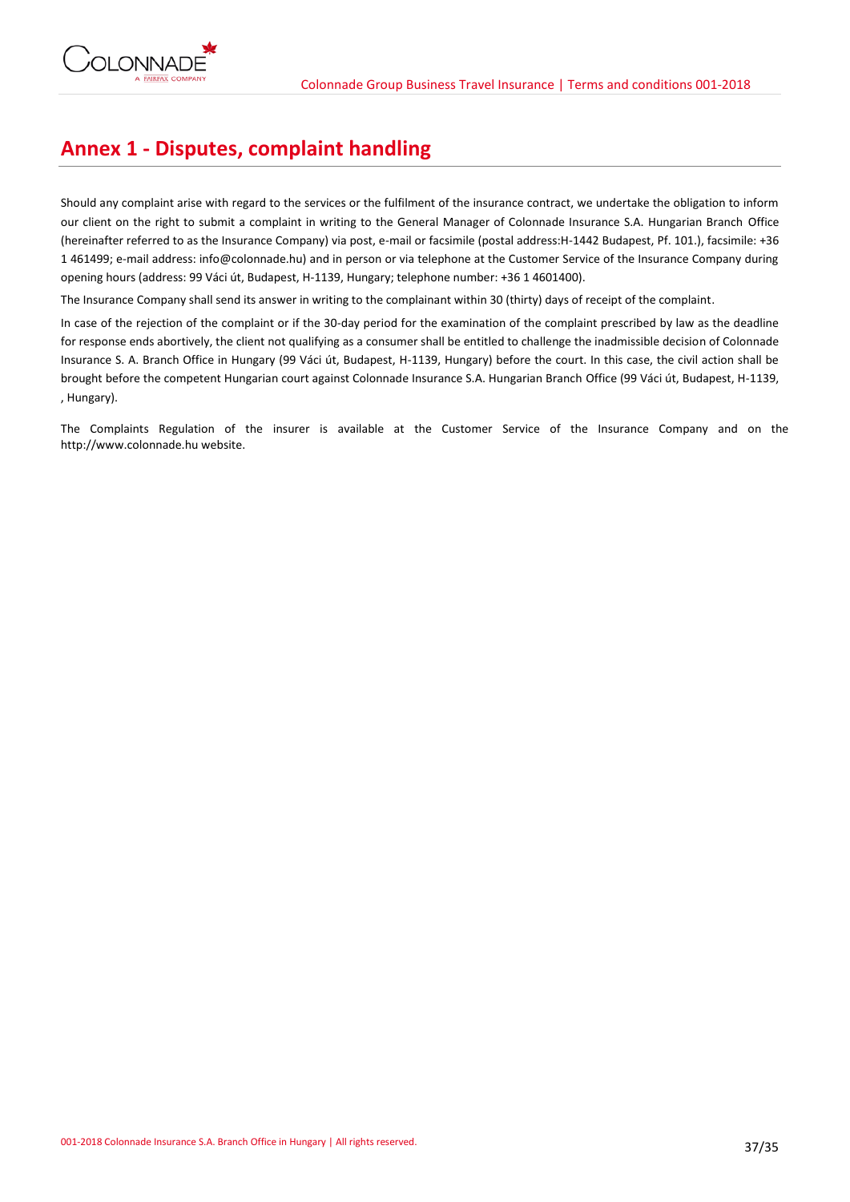# Annex 1 - Disputes, complaint handling

Should any complaint arise with regard to the services or the fulfilment of the insurance contract, we undertake the obligation to inform our client on the right to submit a complaint in writing to the General Manager of Colonnade Insurance S.A. Hungarian Branch Office (hereinafter referred to as the Insurance Company) via post, e-mail or facsimile (postal address:H-1442 Budapest, Pf. 101.), facsimile: +36 1 461499; e-mail address: info@colonnade.hu) and in person or via telephone at the Customer Service of the Insurance Company during opening hours (address: 99 Váci út, Budapest, H-1139, Hungary; telephone number: +36 1 4601400).

The Insurance Company shall send its answer in writing to the complainant within 30 (thirty) days of receipt of the complaint.

In case of the rejection of the complaint or if the 30-day period for the examination of the complaint prescribed by law as the deadline for response ends abortively, the client not qualifying as a consumer shall be entitled to challenge the inadmissible decision of Colonnade Insurance S. A. Branch Office in Hungary (99 Váci út, Budapest, H-1139, Hungary) before the court. In this case, the civil action shall be brought before the competent Hungarian court against Colonnade Insurance S.A. Hungarian Branch Office (99 Váci út, Budapest, H-1139, , Hungary).

The Complaints Regulation of the insurer is available at the Customer Service of the Insurance Company and on the http://www.colonnade.hu website.